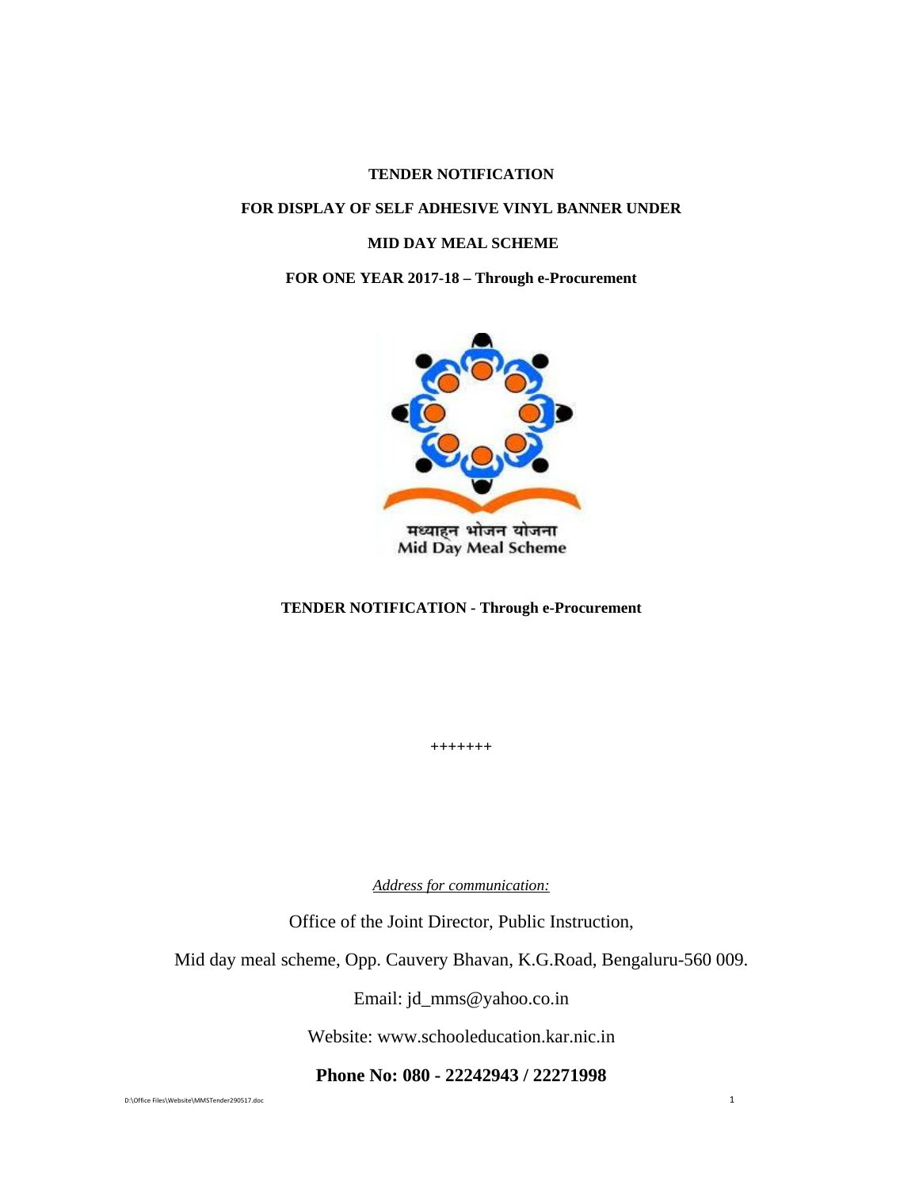**TENDER NOTIFICATION**

**FOR DISPLAY OF SELF ADHESIVE VINYL BANNER UNDER**

**MID DAY MEAL SCHEME**

**FOR ONE YEAR 2017-18 – Through e-Procurement**

मध्याह्न भोजन योजना
Mid Day Meal Scheme

**TENDER NOTIFICATION - Through e-Procurement**

+++++++

*Address for communication:*

Office of the Joint Director, Public Instruction,

Mid day meal scheme, Opp. Cauvery Bhavan, K.G.Road, Bengaluru-560 009.

Email: jd_mms@yahoo.co.in

Website: www.schooleducation.kar.nic.in

**Phone No: 080 - 22242943 / 22271998**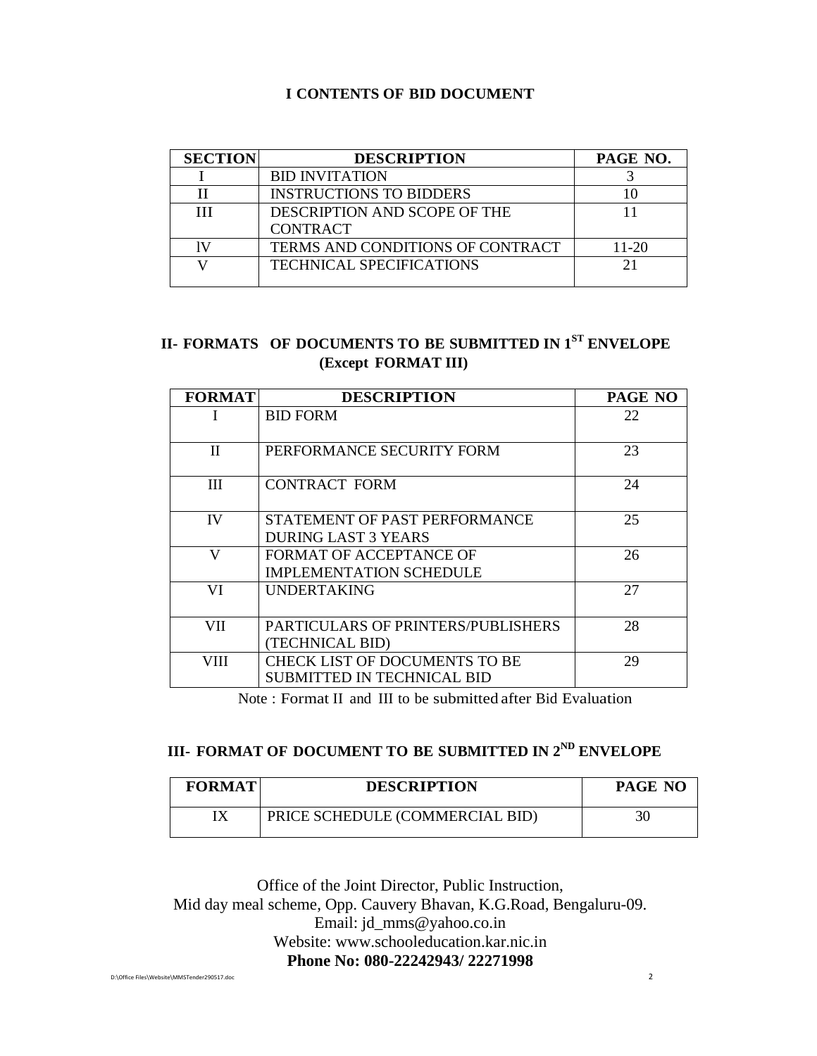## I CONTENTS OF BID DOCUMENT

| SECTION | DESCRIPTION | PAGE NO. |
|---|---|---|
| I | BID INVITATION | 3 |
| II | INSTRUCTIONS TO BIDDERS | 10 |
| III | DESCRIPTION AND SCOPE OF THE CONTRACT | 11 |
| lV | TERMS AND CONDITIONS OF CONTRACT | 11-20 |
| V | TECHNICAL SPECIFICATIONS | 21 |

## II- FORMATS OF DOCUMENTS TO BE SUBMITTED IN 1ST ENVELOPE (Except FORMAT III)

| FORMAT | DESCRIPTION | PAGE NO |
|---|---|---|
| I | BID FORM | 22 |
| II | PERFORMANCE SECURITY FORM | 23 |
| III | CONTRACT FORM | 24 |
| IV | STATEMENT OF PAST PERFORMANCE DURING LAST 3 YEARS | 25 |
| V | FORMAT OF ACCEPTANCE OF IMPLEMENTATION SCHEDULE | 26 |
| VI | UNDERTAKING | 27 |
| VII | PARTICULARS OF PRINTERS/PUBLISHERS (TECHNICAL BID) | 28 |
| VIII | CHECK LIST OF DOCUMENTS TO BE SUBMITTED IN TECHNICAL BID | 29 |

Note : Format II and III to be submitted after Bid Evaluation

## III- FORMAT OF DOCUMENT TO BE SUBMITTED IN 2ND ENVELOPE

| FORMAT | DESCRIPTION | PAGE NO |
|---|---|---|
| IX | PRICE SCHEDULE (COMMERCIAL BID) | 30 |

Office of the Joint Director, Public Instruction,
Mid day meal scheme, Opp. Cauvery Bhavan, K.G.Road, Bengaluru-09.
Email: jd_mms@yahoo.co.in
Website: www.schooleducation.kar.nic.in
**Phone No: 080-22242943/ 22271998**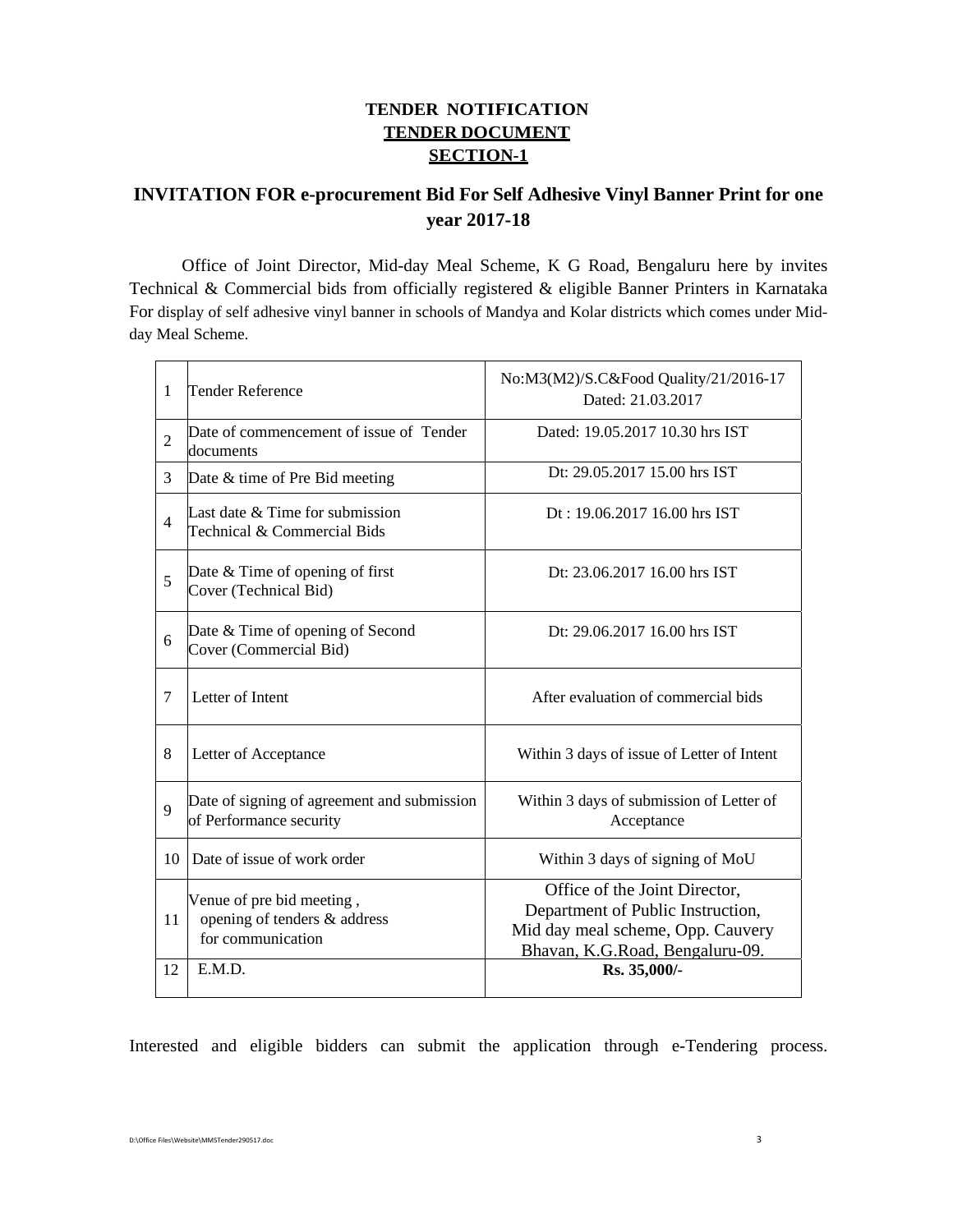# TENDER NOTIFICATION

## TENDER DOCUMENT

## SECTION-1

## INVITATION FOR e-procurement Bid For Self Adhesive Vinyl Banner Print for one year 2017-18

Office of Joint Director, Mid-day Meal Scheme, K G Road, Bengaluru here by invites Technical & Commercial bids from officially registered & eligible Banner Printers in Karnataka For display of self adhesive vinyl banner in schools of Mandya and Kolar districts which comes under Mid-day Meal Scheme.

| | | |
|---|---|---|
| 1 | Tender Reference | No:M3(M2)/S.C&Food Quality/21/2016-17 Dated: 21.03.2017 |
| 2 | Date of commencement of issue of Tender documents | Dated: 19.05.2017 10.30 hrs IST |
| 3 | Date & time of Pre Bid meeting | Dt: 29.05.2017 15.00 hrs IST |
| 4 | Last date & Time for submission Technical & Commercial Bids | Dt : 19.06.2017 16.00 hrs IST |
| 5 | Date & Time of opening of first Cover (Technical Bid) | Dt: 23.06.2017 16.00 hrs IST |
| 6 | Date & Time of opening of Second Cover (Commercial Bid) | Dt: 29.06.2017 16.00 hrs IST |
| 7 | Letter of Intent | After evaluation of commercial bids |
| 8 | Letter of Acceptance | Within 3 days of issue of Letter of Intent |
| 9 | Date of signing of agreement and submission of Performance security | Within 3 days of submission of Letter of Acceptance |
| 10 | Date of issue of work order | Within 3 days of signing of MoU |
| 11 | Venue of pre bid meeting , opening of tenders & address for communication | Office of the Joint Director, Department of Public Instruction, Mid day meal scheme, Opp. Cauvery Bhavan, K.G.Road, Bengaluru-09. |
| 12 | E.M.D. | **Rs. 35,000/-** |

Interested and eligible bidders can submit the application through e-Tendering process.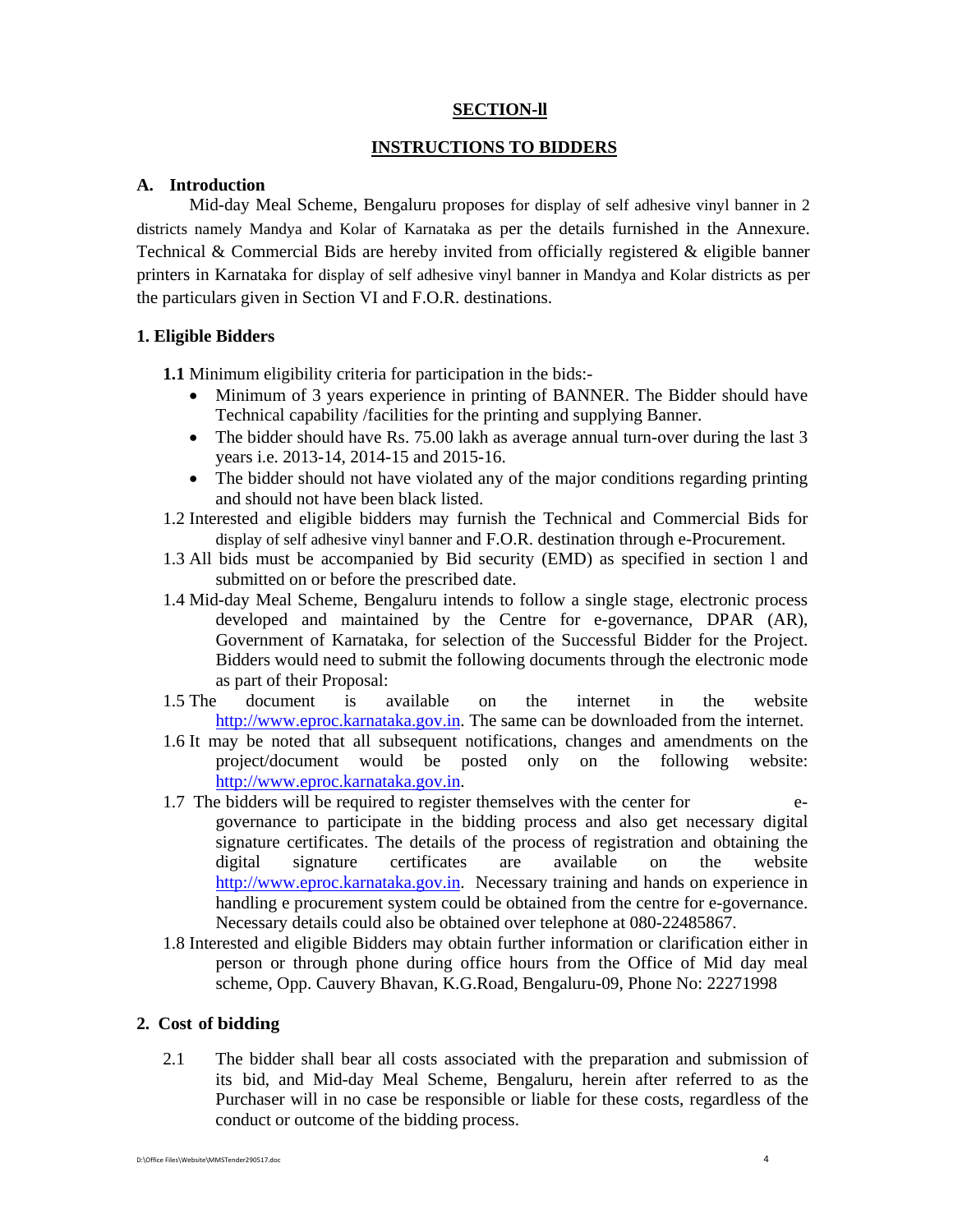## SECTION-ll

## INSTRUCTIONS TO BIDDERS

### A. Introduction

Mid-day Meal Scheme, Bengaluru proposes for display of self adhesive vinyl banner in 2 districts namely Mandya and Kolar of Karnataka as per the details furnished in the Annexure. Technical & Commercial Bids are hereby invited from officially registered & eligible banner printers in Karnataka for display of self adhesive vinyl banner in Mandya and Kolar districts as per the particulars given in Section VI and F.O.R. destinations.

### 1. Eligible Bidders

**1.1** Minimum eligibility criteria for participation in the bids:-

- Minimum of 3 years experience in printing of BANNER. The Bidder should have Technical capability /facilities for the printing and supplying Banner.
- The bidder should have Rs. 75.00 lakh as average annual turn-over during the last 3 years i.e. 2013-14, 2014-15 and 2015-16.
- The bidder should not have violated any of the major conditions regarding printing and should not have been black listed.

1.2 Interested and eligible bidders may furnish the Technical and Commercial Bids for display of self adhesive vinyl banner and F.O.R. destination through e-Procurement.

1.3 All bids must be accompanied by Bid security (EMD) as specified in section l and submitted on or before the prescribed date.

1.4 Mid-day Meal Scheme, Bengaluru intends to follow a single stage, electronic process developed and maintained by the Centre for e-governance, DPAR (AR), Government of Karnataka, for selection of the Successful Bidder for the Project. Bidders would need to submit the following documents through the electronic mode as part of their Proposal:

1.5 The document is available on the internet in the website http://www.eproc.karnataka.gov.in. The same can be downloaded from the internet.

1.6 It may be noted that all subsequent notifications, changes and amendments on the project/document would be posted only on the following website: http://www.eproc.karnataka.gov.in.

1.7 The bidders will be required to register themselves with the center for e-governance to participate in the bidding process and also get necessary digital signature certificates. The details of the process of registration and obtaining the digital signature certificates are available on the website http://www.eproc.karnataka.gov.in. Necessary training and hands on experience in handling e procurement system could be obtained from the centre for e-governance. Necessary details could also be obtained over telephone at 080-22485867.

1.8 Interested and eligible Bidders may obtain further information or clarification either in person or through phone during office hours from the Office of Mid day meal scheme, Opp. Cauvery Bhavan, K.G.Road, Bengaluru-09, Phone No: 22271998

### 2. Cost of bidding

2.1 The bidder shall bear all costs associated with the preparation and submission of its bid, and Mid-day Meal Scheme, Bengaluru, herein after referred to as the Purchaser will in no case be responsible or liable for these costs, regardless of the conduct or outcome of the bidding process.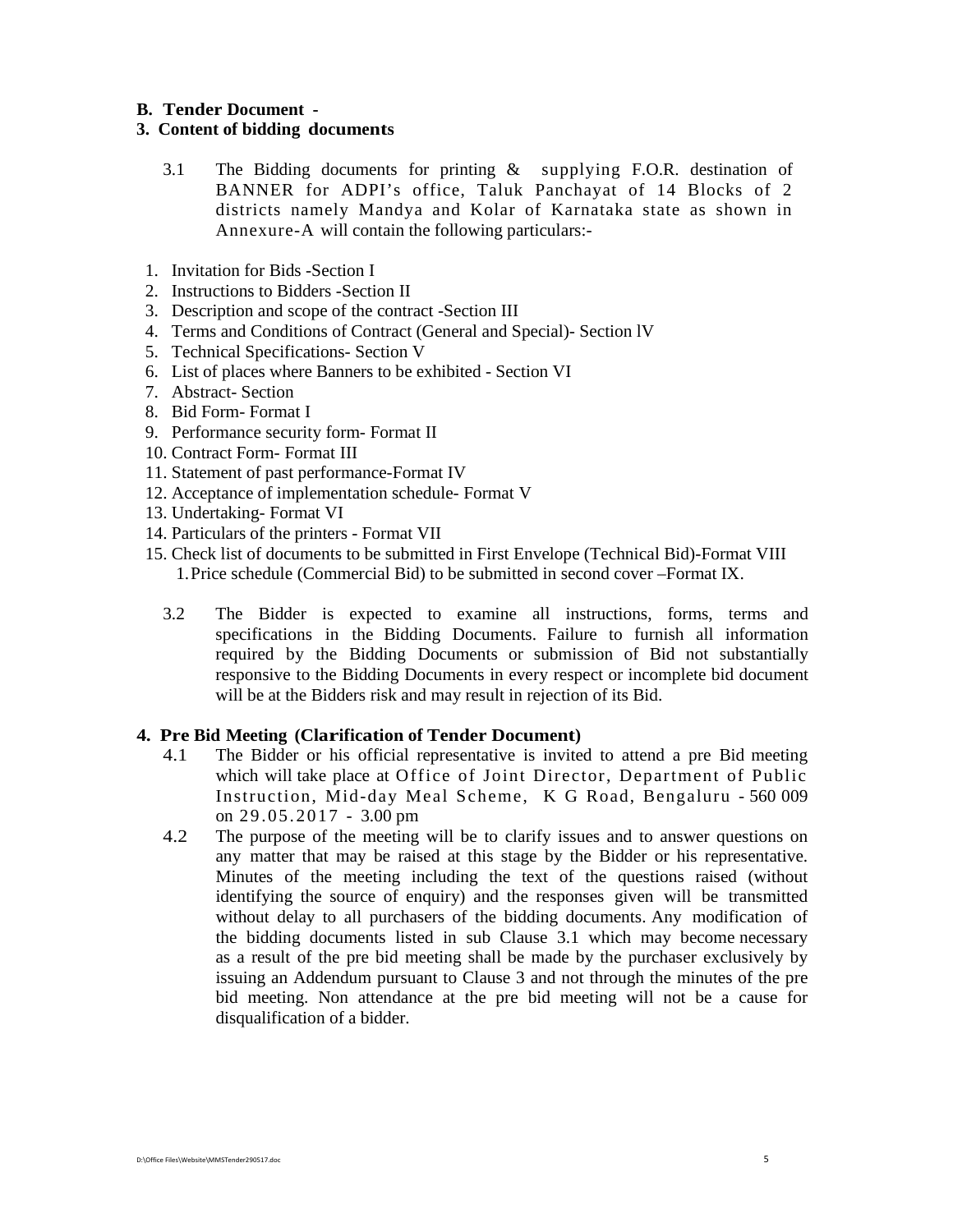**B. Tender Document -**

**3. Content of bidding documents**

3.1 The Bidding documents for printing & supplying F.O.R. destination of BANNER for ADPI's office, Taluk Panchayat of 14 Blocks of 2 districts namely Mandya and Kolar of Karnataka state as shown in Annexure-A will contain the following particulars:-

1. Invitation for Bids -Section I
2. Instructions to Bidders -Section II
3. Description and scope of the contract -Section III
4. Terms and Conditions of Contract (General and Special)- Section lV
5. Technical Specifications- Section V
6. List of places where Banners to be exhibited - Section VI
7. Abstract- Section
8. Bid Form- Format I
9. Performance security form- Format II
10. Contract Form- Format III
11. Statement of past performance-Format IV
12. Acceptance of implementation schedule- Format V
13. Undertaking- Format VI
14. Particulars of the printers - Format VII
15. Check list of documents to be submitted in First Envelope (Technical Bid)-Format VIII
    1. Price schedule (Commercial Bid) to be submitted in second cover –Format IX.

3.2 The Bidder is expected to examine all instructions, forms, terms and specifications in the Bidding Documents. Failure to furnish all information required by the Bidding Documents or submission of Bid not substantially responsive to the Bidding Documents in every respect or incomplete bid document will be at the Bidders risk and may result in rejection of its Bid.

**4. Pre Bid Meeting (Clarification of Tender Document)**

4.1 The Bidder or his official representative is invited to attend a pre Bid meeting which will take place at Office of Joint Director, Department of Public Instruction, Mid-day Meal Scheme, K G Road, Bengaluru - 560 009 on 29.05.2017 - 3.00 pm

4.2 The purpose of the meeting will be to clarify issues and to answer questions on any matter that may be raised at this stage by the Bidder or his representative. Minutes of the meeting including the text of the questions raised (without identifying the source of enquiry) and the responses given will be transmitted without delay to all purchasers of the bidding documents. Any modification of the bidding documents listed in sub Clause 3.1 which may become necessary as a result of the pre bid meeting shall be made by the purchaser exclusively by issuing an Addendum pursuant to Clause 3 and not through the minutes of the pre bid meeting. Non attendance at the pre bid meeting will not be a cause for disqualification of a bidder.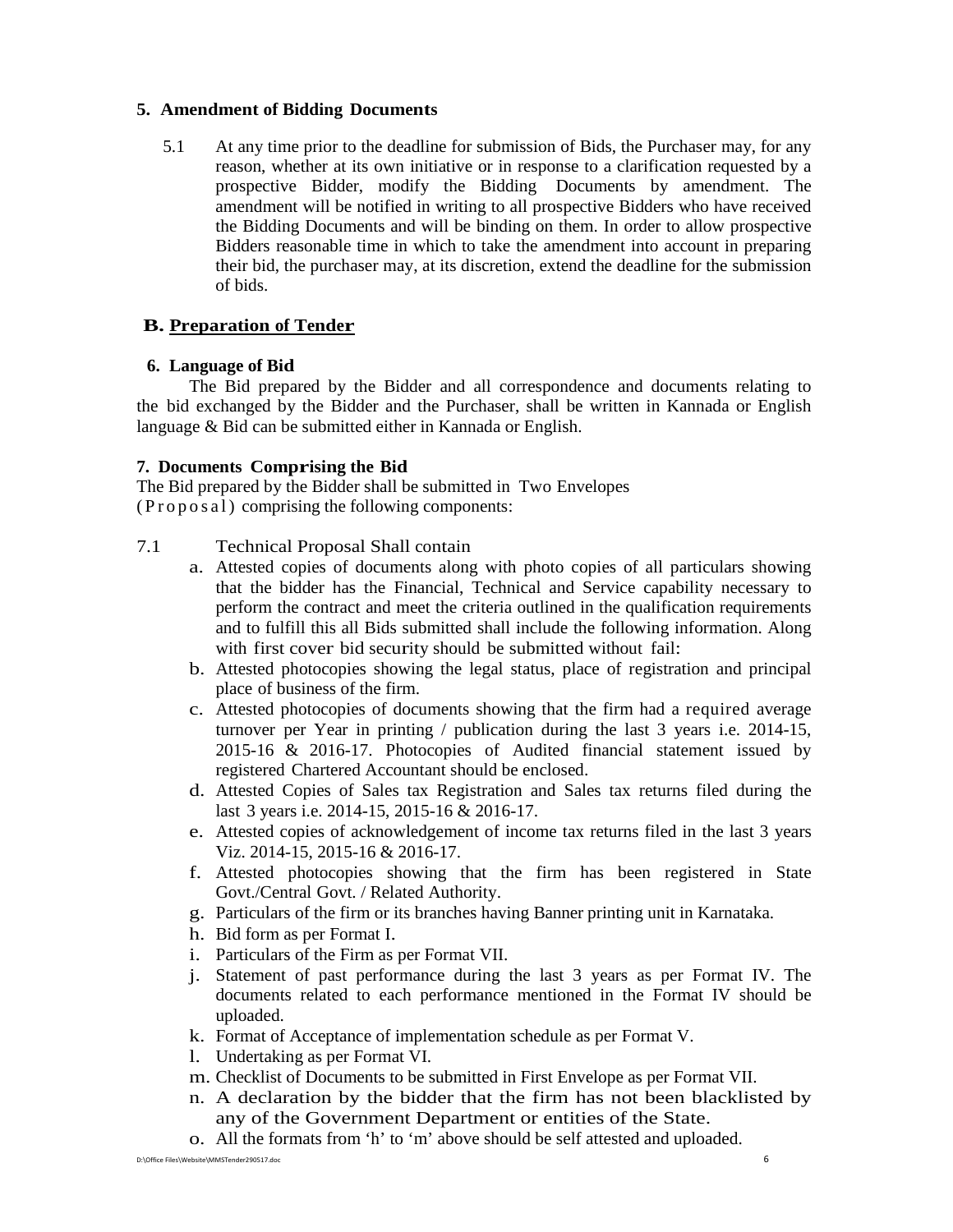## 5. Amendment of Bidding Documents

5.1 At any time prior to the deadline for submission of Bids, the Purchaser may, for any reason, whether at its own initiative or in response to a clarification requested by a prospective Bidder, modify the Bidding Documents by amendment. The amendment will be notified in writing to all prospective Bidders who have received the Bidding Documents and will be binding on them. In order to allow prospective Bidders reasonable time in which to take the amendment into account in preparing their bid, the purchaser may, at its discretion, extend the deadline for the submission of bids.

# B. Preparation of Tender

## 6. Language of Bid

The Bid prepared by the Bidder and all correspondence and documents relating to the bid exchanged by the Bidder and the Purchaser, shall be written in Kannada or English language & Bid can be submitted either in Kannada or English.

## 7. Documents Comprising the Bid

The Bid prepared by the Bidder shall be submitted in Two Envelopes (Proposal) comprising the following components:

7.1 Technical Proposal Shall contain

a. Attested copies of documents along with photo copies of all particulars showing that the bidder has the Financial, Technical and Service capability necessary to perform the contract and meet the criteria outlined in the qualification requirements and to fulfill this all Bids submitted shall include the following information. Along with first cover bid security should be submitted without fail:
b. Attested photocopies showing the legal status, place of registration and principal place of business of the firm.
c. Attested photocopies of documents showing that the firm had a required average turnover per Year in printing / publication during the last 3 years i.e. 2014-15, 2015-16 & 2016-17. Photocopies of Audited financial statement issued by registered Chartered Accountant should be enclosed.
d. Attested Copies of Sales tax Registration and Sales tax returns filed during the last 3 years i.e. 2014-15, 2015-16 & 2016-17.
e. Attested copies of acknowledgement of income tax returns filed in the last 3 years Viz. 2014-15, 2015-16 & 2016-17.
f. Attested photocopies showing that the firm has been registered in State Govt./Central Govt. / Related Authority.
g. Particulars of the firm or its branches having Banner printing unit in Karnataka.
h. Bid form as per Format I.
i. Particulars of the Firm as per Format VII.
j. Statement of past performance during the last 3 years as per Format IV. The documents related to each performance mentioned in the Format IV should be uploaded.
k. Format of Acceptance of implementation schedule as per Format V.
l. Undertaking as per Format VI.
m. Checklist of Documents to be submitted in First Envelope as per Format VII.
n. A declaration by the bidder that the firm has not been blacklisted by any of the Government Department or entities of the State.
o. All the formats from 'h' to 'm' above should be self attested and uploaded.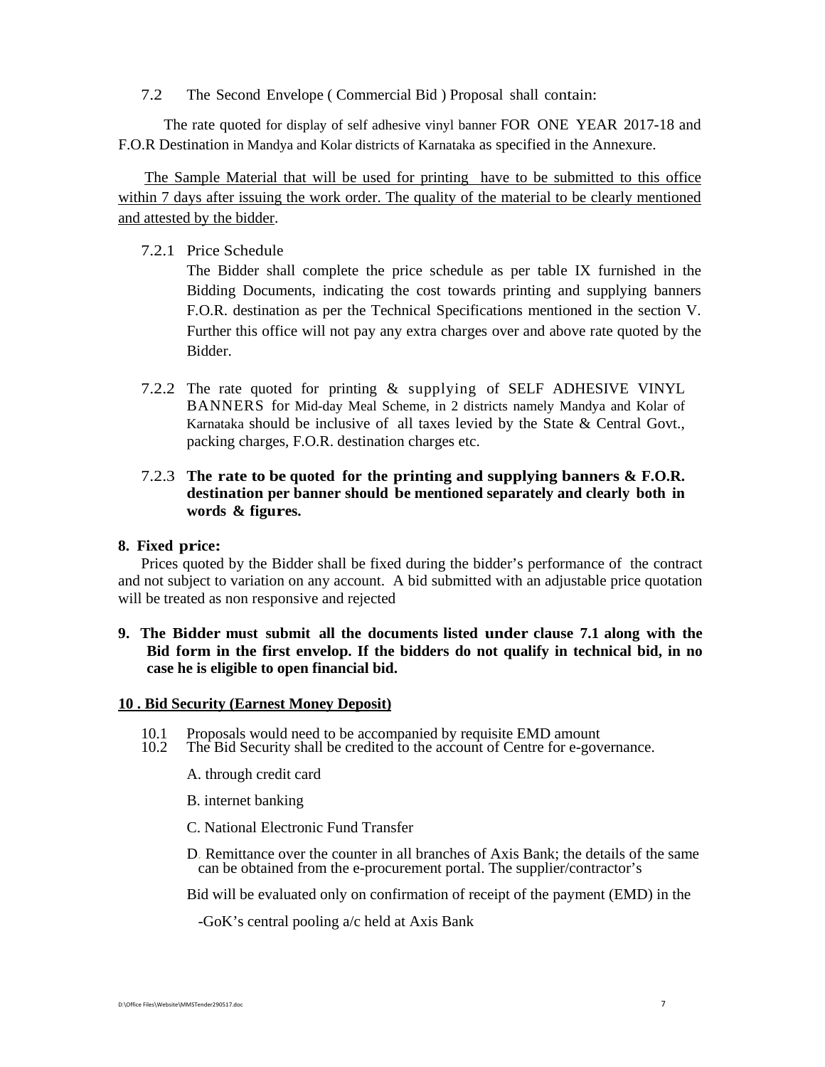7.2 The Second Envelope ( Commercial Bid ) Proposal shall contain:

The rate quoted for display of self adhesive vinyl banner FOR ONE YEAR 2017-18 and F.O.R Destination in Mandya and Kolar districts of Karnataka as specified in the Annexure.

<u>The Sample Material that will be used for printing have to be submitted to this office within 7 days after issuing the work order. The quality of the material to be clearly mentioned and attested by the bidder</u>.

7.2.1 Price Schedule

The Bidder shall complete the price schedule as per table IX furnished in the Bidding Documents, indicating the cost towards printing and supplying banners F.O.R. destination as per the Technical Specifications mentioned in the section V. Further this office will not pay any extra charges over and above rate quoted by the Bidder.

7.2.2 The rate quoted for printing & supplying of SELF ADHESIVE VINYL BANNERS for Mid-day Meal Scheme, in 2 districts namely Mandya and Kolar of Karnataka should be inclusive of all taxes levied by the State & Central Govt., packing charges, F.O.R. destination charges etc.

7.2.3 **The rate to be quoted for the printing and supplying banners & F.O.R. destination per banner should be mentioned separately and clearly both in words & figures.**

**8. Fixed price:**

Prices quoted by the Bidder shall be fixed during the bidder's performance of the contract and not subject to variation on any account. A bid submitted with an adjustable price quotation will be treated as non responsive and rejected

**9. The Bidder must submit all the documents listed under clause 7.1 along with the Bid form in the first envelop. If the bidders do not qualify in technical bid, in no case he is eligible to open financial bid.**

**<u>10 . Bid Security (Earnest Money Deposit)</u>**

10.1 Proposals would need to be accompanied by requisite EMD amount

10.2 The Bid Security shall be credited to the account of Centre for e-governance.

A. through credit card

B. internet banking

C. National Electronic Fund Transfer

D. Remittance over the counter in all branches of Axis Bank; the details of the same can be obtained from the e-procurement portal. The supplier/contractor's

Bid will be evaluated only on confirmation of receipt of the payment (EMD) in the

-GoK's central pooling a/c held at Axis Bank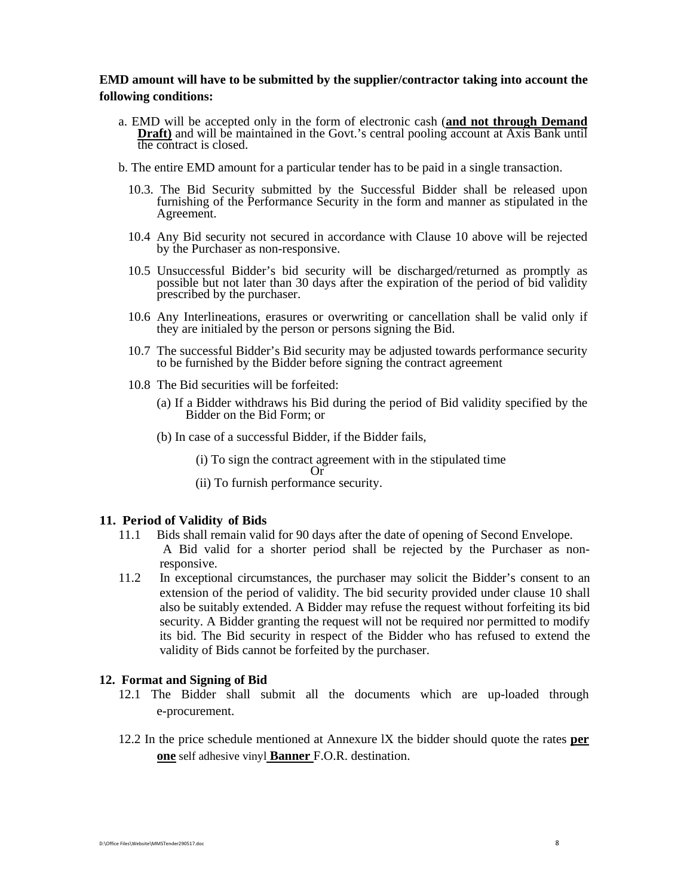**EMD amount will have to be submitted by the supplier/contractor taking into account the following conditions:**

a. EMD will be accepted only in the form of electronic cash (**and not through Demand Draft)** and will be maintained in the Govt.'s central pooling account at Axis Bank until the contract is closed.

b. The entire EMD amount for a particular tender has to be paid in a single transaction.

10.3. The Bid Security submitted by the Successful Bidder shall be released upon furnishing of the Performance Security in the form and manner as stipulated in the Agreement.

10.4 Any Bid security not secured in accordance with Clause 10 above will be rejected by the Purchaser as non-responsive.

10.5 Unsuccessful Bidder's bid security will be discharged/returned as promptly as possible but not later than 30 days after the expiration of the period of bid validity prescribed by the purchaser.

10.6 Any Interlineations, erasures or overwriting or cancellation shall be valid only if they are initialed by the person or persons signing the Bid.

10.7 The successful Bidder's Bid security may be adjusted towards performance security to be furnished by the Bidder before signing the contract agreement

10.8 The Bid securities will be forfeited:

(a) If a Bidder withdraws his Bid during the period of Bid validity specified by the Bidder on the Bid Form; or

(b) In case of a successful Bidder, if the Bidder fails,

(i) To sign the contract agreement with in the stipulated time

Or

(ii) To furnish performance security.

## 11. Period of Validity of Bids

11.1 Bids shall remain valid for 90 days after the date of opening of Second Envelope. A Bid valid for a shorter period shall be rejected by the Purchaser as non-responsive.

11.2 In exceptional circumstances, the purchaser may solicit the Bidder's consent to an extension of the period of validity. The bid security provided under clause 10 shall also be suitably extended. A Bidder may refuse the request without forfeiting its bid security. A Bidder granting the request will not be required nor permitted to modify its bid. The Bid security in respect of the Bidder who has refused to extend the validity of Bids cannot be forfeited by the purchaser.

## 12. Format and Signing of Bid

12.1 The Bidder shall submit all the documents which are up-loaded through e-procurement.

12.2 In the price schedule mentioned at Annexure lX the bidder should quote the rates **per one** self adhesive vinyl **Banner** F.O.R. destination.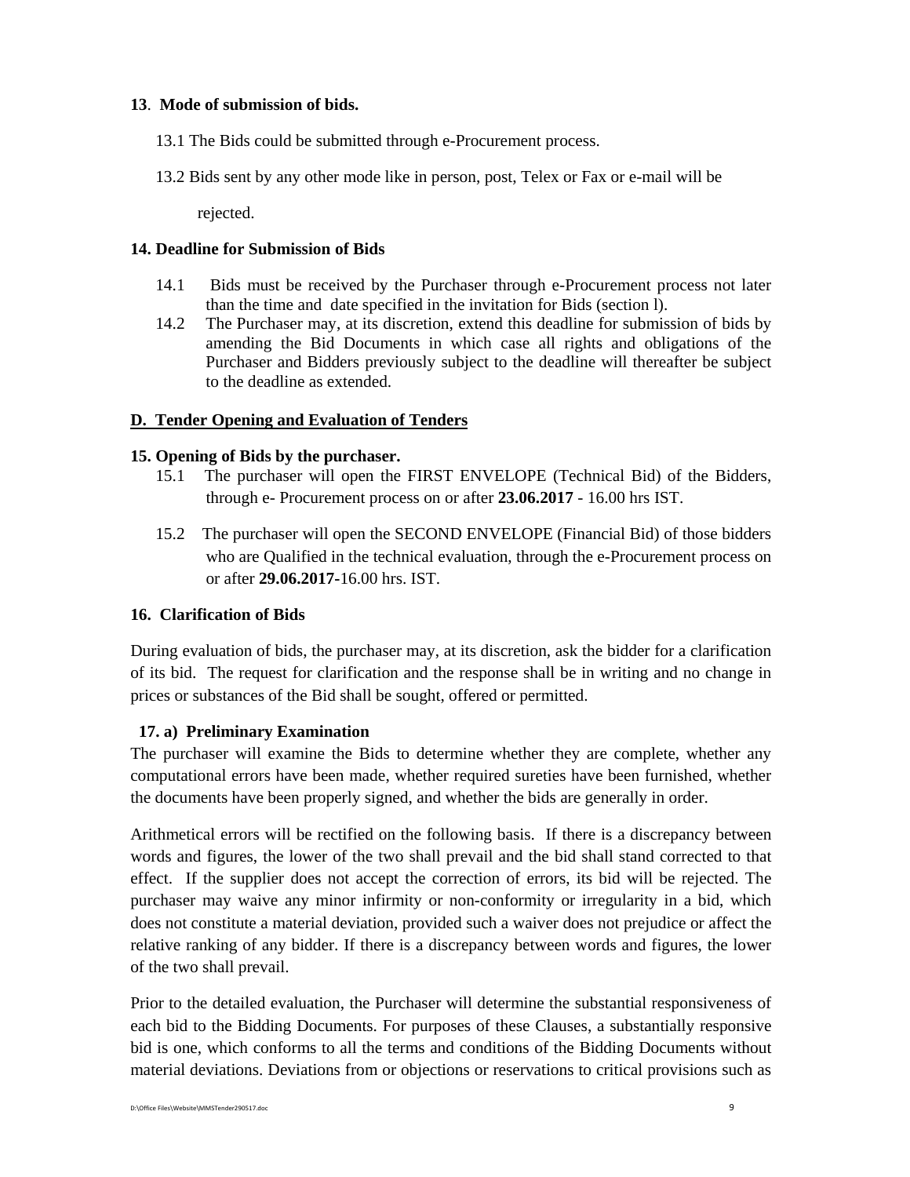**13**. **Mode of submission of bids.**

13.1 The Bids could be submitted through e-Procurement process.

13.2 Bids sent by any other mode like in person, post, Telex or Fax or e-mail will be rejected.

**14. Deadline for Submission of Bids**

14.1 Bids must be received by the Purchaser through e-Procurement process not later than the time and date specified in the invitation for Bids (section l).

14.2 The Purchaser may, at its discretion, extend this deadline for submission of bids by amending the Bid Documents in which case all rights and obligations of the Purchaser and Bidders previously subject to the deadline will thereafter be subject to the deadline as extended.

## D. Tender Opening and Evaluation of Tenders

**15. Opening of Bids by the purchaser.**

15.1 The purchaser will open the FIRST ENVELOPE (Technical Bid) of the Bidders, through e- Procurement process on or after **23.06.2017** - 16.00 hrs IST.

15.2 The purchaser will open the SECOND ENVELOPE (Financial Bid) of those bidders who are Qualified in the technical evaluation, through the e-Procurement process on or after **29.06.2017**-16.00 hrs. IST.

**16. Clarification of Bids**

During evaluation of bids, the purchaser may, at its discretion, ask the bidder for a clarification of its bid. The request for clarification and the response shall be in writing and no change in prices or substances of the Bid shall be sought, offered or permitted.

**17. a) Preliminary Examination**

The purchaser will examine the Bids to determine whether they are complete, whether any computational errors have been made, whether required sureties have been furnished, whether the documents have been properly signed, and whether the bids are generally in order.

Arithmetical errors will be rectified on the following basis. If there is a discrepancy between words and figures, the lower of the two shall prevail and the bid shall stand corrected to that effect. If the supplier does not accept the correction of errors, its bid will be rejected. The purchaser may waive any minor infirmity or non-conformity or irregularity in a bid, which does not constitute a material deviation, provided such a waiver does not prejudice or affect the relative ranking of any bidder. If there is a discrepancy between words and figures, the lower of the two shall prevail.

Prior to the detailed evaluation, the Purchaser will determine the substantial responsiveness of each bid to the Bidding Documents. For purposes of these Clauses, a substantially responsive bid is one, which conforms to all the terms and conditions of the Bidding Documents without material deviations. Deviations from or objections or reservations to critical provisions such as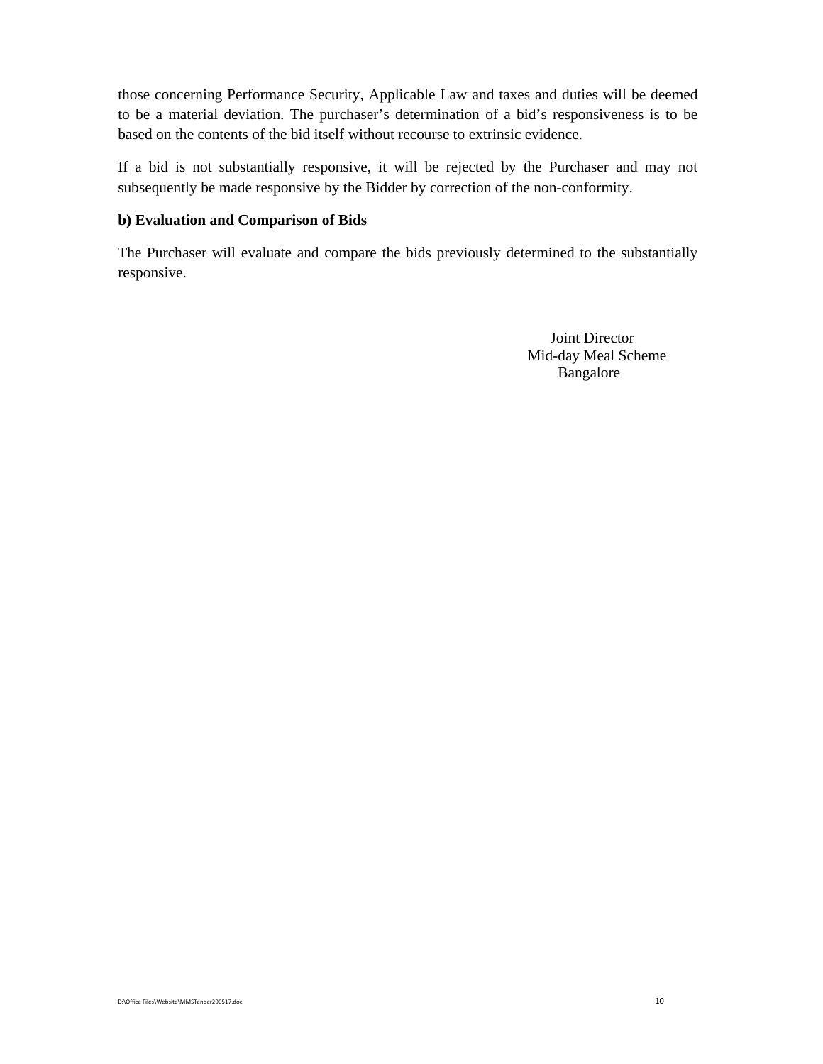those concerning Performance Security, Applicable Law and taxes and duties will be deemed to be a material deviation. The purchaser's determination of a bid's responsiveness is to be based on the contents of the bid itself without recourse to extrinsic evidence.

If a bid is not substantially responsive, it will be rejected by the Purchaser and may not subsequently be made responsive by the Bidder by correction of the non-conformity.

**b) Evaluation and Comparison of Bids**

The Purchaser will evaluate and compare the bids previously determined to the substantially responsive.

Joint Director
Mid-day Meal Scheme
Bangalore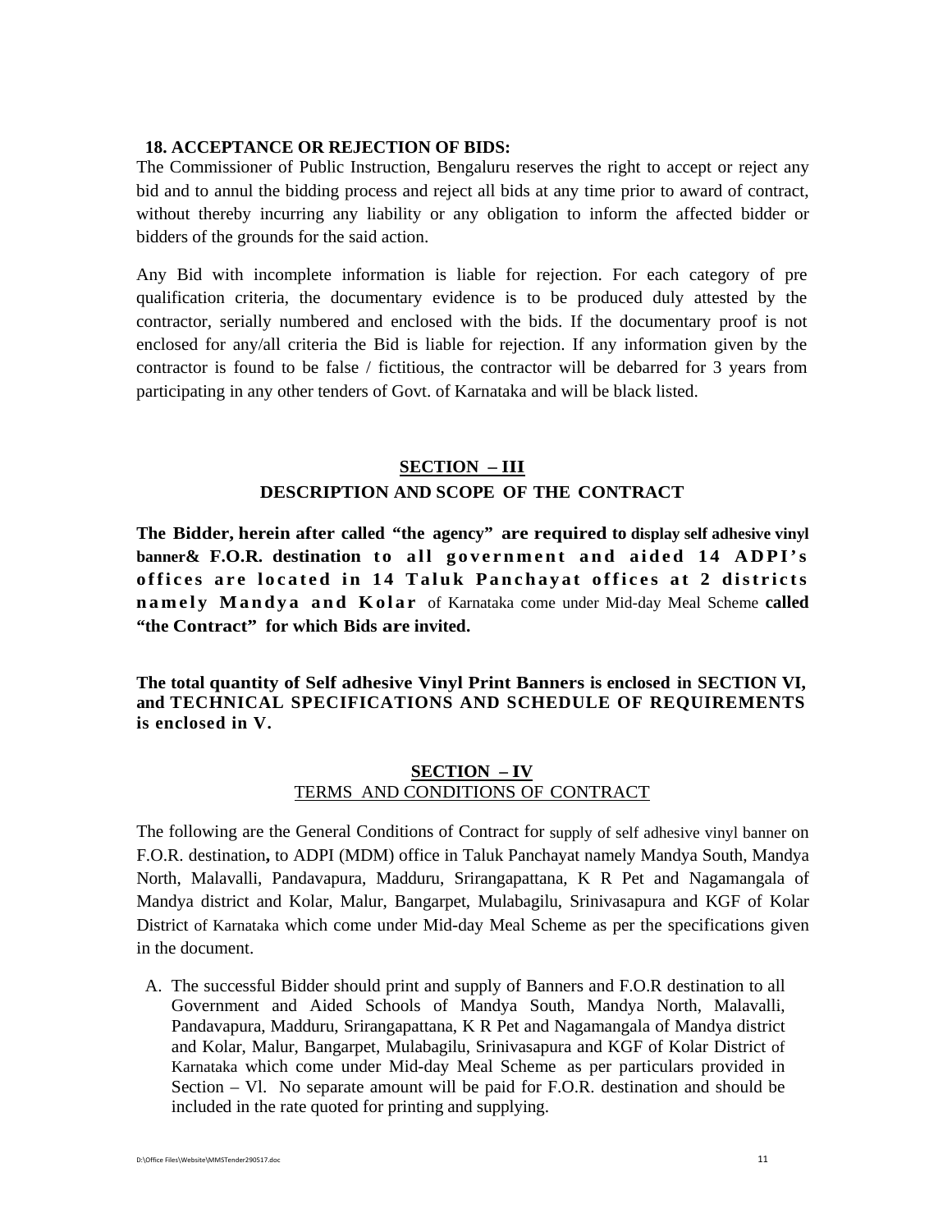**18. ACCEPTANCE OR REJECTION OF BIDS:**

The Commissioner of Public Instruction, Bengaluru reserves the right to accept or reject any bid and to annul the bidding process and reject all bids at any time prior to award of contract, without thereby incurring any liability or any obligation to inform the affected bidder or bidders of the grounds for the said action.

Any Bid with incomplete information is liable for rejection. For each category of pre qualification criteria, the documentary evidence is to be produced duly attested by the contractor, serially numbered and enclosed with the bids. If the documentary proof is not enclosed for any/all criteria the Bid is liable for rejection. If any information given by the contractor is found to be false / fictitious, the contractor will be debarred for 3 years from participating in any other tenders of Govt. of Karnataka and will be black listed.

## SECTION – III

## DESCRIPTION AND SCOPE OF THE CONTRACT

**The Bidder, herein after called "the agency" are required to display self adhesive vinyl banner& F.O.R. destination to all government and aided 14 ADPI's offices are located in 14 Taluk Panchayat offices at 2 districts namely Mandya and Kolar** of Karnataka come under Mid-day Meal Scheme **called "the Contract" for which Bids are invited.**

**The total quantity of Self adhesive Vinyl Print Banners is enclosed in SECTION VI, and TECHNICAL SPECIFICATIONS AND SCHEDULE OF REQUIREMENTS is enclosed in V.**

## SECTION – IV

TERMS AND CONDITIONS OF CONTRACT

The following are the General Conditions of Contract for supply of self adhesive vinyl banner on F.O.R. destination**,** to ADPI (MDM) office in Taluk Panchayat namely Mandya South, Mandya North, Malavalli, Pandavapura, Madduru, Srirangapattana, K R Pet and Nagamangala of Mandya district and Kolar, Malur, Bangarpet, Mulabagilu, Srinivasapura and KGF of Kolar District of Karnataka which come under Mid-day Meal Scheme as per the specifications given in the document.

A. The successful Bidder should print and supply of Banners and F.O.R destination to all Government and Aided Schools of Mandya South, Mandya North, Malavalli, Pandavapura, Madduru, Srirangapattana, K R Pet and Nagamangala of Mandya district and Kolar, Malur, Bangarpet, Mulabagilu, Srinivasapura and KGF of Kolar District of Karnataka which come under Mid-day Meal Scheme as per particulars provided in Section – Vl. No separate amount will be paid for F.O.R. destination and should be included in the rate quoted for printing and supplying.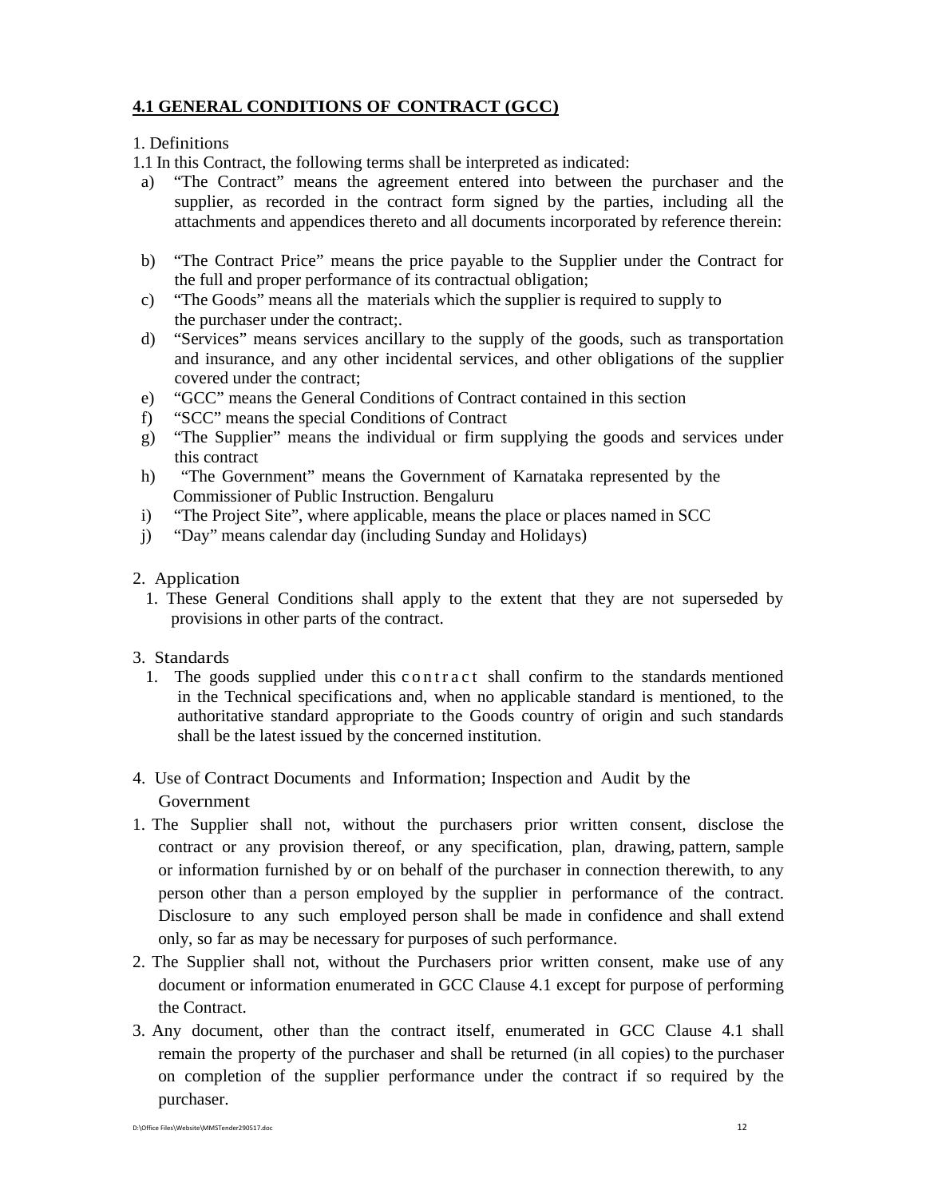## **4.1 GENERAL CONDITIONS OF CONTRACT (GCC)**

1. Definitions

1.1 In this Contract, the following terms shall be interpreted as indicated:

a) "The Contract" means the agreement entered into between the purchaser and the supplier, as recorded in the contract form signed by the parties, including all the attachments and appendices thereto and all documents incorporated by reference therein:

b) "The Contract Price" means the price payable to the Supplier under the Contract for the full and proper performance of its contractual obligation;

c) "The Goods" means all the materials which the supplier is required to supply to the purchaser under the contract;.

d) "Services" means services ancillary to the supply of the goods, such as transportation and insurance, and any other incidental services, and other obligations of the supplier covered under the contract;

e) "GCC" means the General Conditions of Contract contained in this section

f) "SCC" means the special Conditions of Contract

g) "The Supplier" means the individual or firm supplying the goods and services under this contract

h) "The Government" means the Government of Karnataka represented by the Commissioner of Public Instruction. Bengaluru

i) "The Project Site", where applicable, means the place or places named in SCC

j) "Day" means calendar day (including Sunday and Holidays)

2. Application

1. These General Conditions shall apply to the extent that they are not superseded by provisions in other parts of the contract.

3. Standards

1. The goods supplied under this contract shall confirm to the standards mentioned in the Technical specifications and, when no applicable standard is mentioned, to the authoritative standard appropriate to the Goods country of origin and such standards shall be the latest issued by the concerned institution.

4. Use of Contract Documents and Information; Inspection and Audit by the Government

1. The Supplier shall not, without the purchasers prior written consent, disclose the contract or any provision thereof, or any specification, plan, drawing, pattern, sample or information furnished by or on behalf of the purchaser in connection therewith, to any person other than a person employed by the supplier in performance of the contract. Disclosure to any such employed person shall be made in confidence and shall extend only, so far as may be necessary for purposes of such performance.

2. The Supplier shall not, without the Purchasers prior written consent, make use of any document or information enumerated in GCC Clause 4.1 except for purpose of performing the Contract.

3. Any document, other than the contract itself, enumerated in GCC Clause 4.1 shall remain the property of the purchaser and shall be returned (in all copies) to the purchaser on completion of the supplier performance under the contract if so required by the purchaser.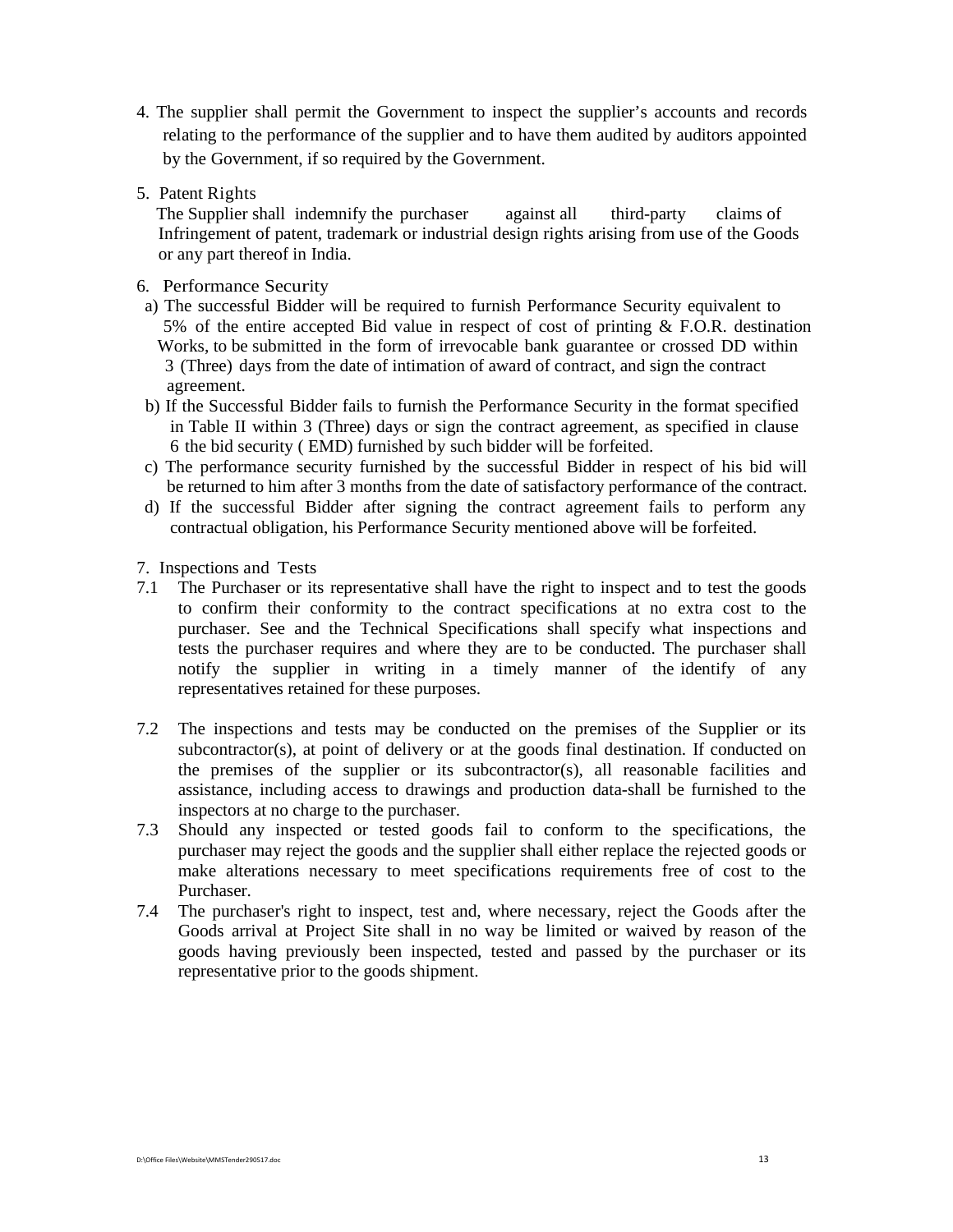4. The supplier shall permit the Government to inspect the supplier's accounts and records relating to the performance of the supplier and to have them audited by auditors appointed by the Government, if so required by the Government.

5. Patent Rights

   The Supplier shall indemnify the purchaser against all third-party claims of Infringement of patent, trademark or industrial design rights arising from use of the Goods or any part thereof in India.

6. Performance Security

   a) The successful Bidder will be required to furnish Performance Security equivalent to 5% of the entire accepted Bid value in respect of cost of printing & F.O.R. destination Works, to be submitted in the form of irrevocable bank guarantee or crossed DD within 3 (Three) days from the date of intimation of award of contract, and sign the contract agreement.
   b) If the Successful Bidder fails to furnish the Performance Security in the format specified in Table II within 3 (Three) days or sign the contract agreement, as specified in clause 6 the bid security ( EMD) furnished by such bidder will be forfeited.
   c) The performance security furnished by the successful Bidder in respect of his bid will be returned to him after 3 months from the date of satisfactory performance of the contract.
   d) If the successful Bidder after signing the contract agreement fails to perform any contractual obligation, his Performance Security mentioned above will be forfeited.

7. Inspections and Tests

7.1 The Purchaser or its representative shall have the right to inspect and to test the goods to confirm their conformity to the contract specifications at no extra cost to the purchaser. See and the Technical Specifications shall specify what inspections and tests the purchaser requires and where they are to be conducted. The purchaser shall notify the supplier in writing in a timely manner of the identify of any representatives retained for these purposes.

7.2 The inspections and tests may be conducted on the premises of the Supplier or its subcontractor(s), at point of delivery or at the goods final destination. If conducted on the premises of the supplier or its subcontractor(s), all reasonable facilities and assistance, including access to drawings and production data-shall be furnished to the inspectors at no charge to the purchaser.

7.3 Should any inspected or tested goods fail to conform to the specifications, the purchaser may reject the goods and the supplier shall either replace the rejected goods or make alterations necessary to meet specifications requirements free of cost to the Purchaser.

7.4 The purchaser's right to inspect, test and, where necessary, reject the Goods after the Goods arrival at Project Site shall in no way be limited or waived by reason of the goods having previously been inspected, tested and passed by the purchaser or its representative prior to the goods shipment.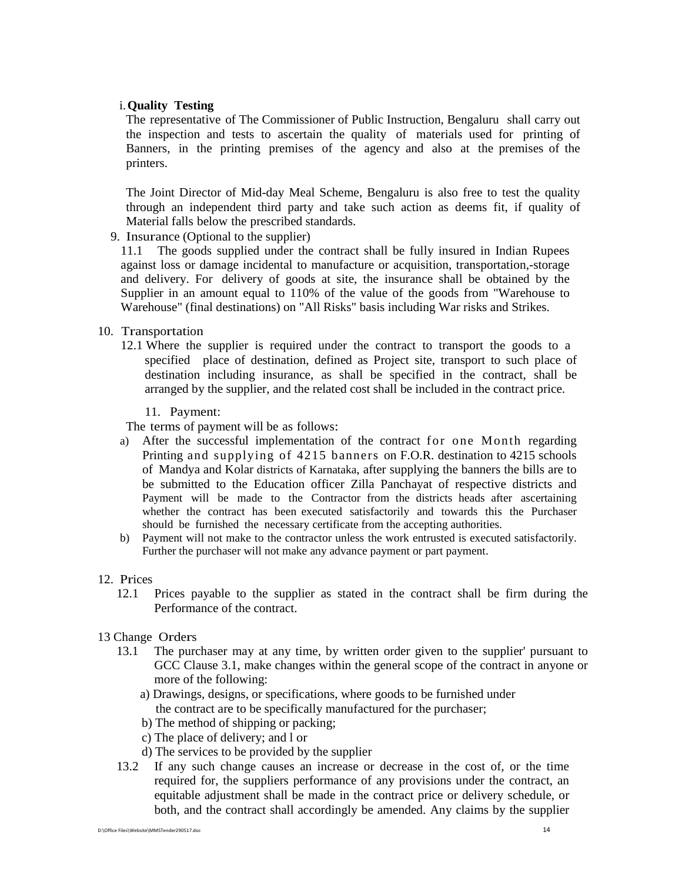i. **Quality Testing**

The representative of The Commissioner of Public Instruction, Bengaluru shall carry out the inspection and tests to ascertain the quality of materials used for printing of Banners, in the printing premises of the agency and also at the premises of the printers.

The Joint Director of Mid-day Meal Scheme, Bengaluru is also free to test the quality through an independent third party and take such action as deems fit, if quality of Material falls below the prescribed standards.

9. Insurance (Optional to the supplier)

11.1 The goods supplied under the contract shall be fully insured in Indian Rupees against loss or damage incidental to manufacture or acquisition, transportation,-storage and delivery. For delivery of goods at site, the insurance shall be obtained by the Supplier in an amount equal to 110% of the value of the goods from "Warehouse to Warehouse" (final destinations) on "All Risks" basis including War risks and Strikes.

10. Transportation

12.1 Where the supplier is required under the contract to transport the goods to a specified place of destination, defined as Project site, transport to such place of destination including insurance, as shall be specified in the contract, shall be arranged by the supplier, and the related cost shall be included in the contract price.

11. Payment:

The terms of payment will be as follows:

a) After the successful implementation of the contract for one Month regarding Printing and supplying of 4215 banners on F.O.R. destination to 4215 schools of Mandya and Kolar districts of Karnataka, after supplying the banners the bills are to be submitted to the Education officer Zilla Panchayat of respective districts and Payment will be made to the Contractor from the districts heads after ascertaining whether the contract has been executed satisfactorily and towards this the Purchaser should be furnished the necessary certificate from the accepting authorities.
b) Payment will not make to the contractor unless the work entrusted is executed satisfactorily. Further the purchaser will not make any advance payment or part payment.

12. Prices

12.1 Prices payable to the supplier as stated in the contract shall be firm during the Performance of the contract.

13 Change Orders

13.1 The purchaser may at any time, by written order given to the supplier' pursuant to GCC Clause 3.1, make changes within the general scope of the contract in anyone or more of the following:

a) Drawings, designs, or specifications, where goods to be furnished under the contract are to be specifically manufactured for the purchaser;
b) The method of shipping or packing;
c) The place of delivery; and l or
d) The services to be provided by the supplier

13.2 If any such change causes an increase or decrease in the cost of, or the time required for, the suppliers performance of any provisions under the contract, an equitable adjustment shall be made in the contract price or delivery schedule, or both, and the contract shall accordingly be amended. Any claims by the supplier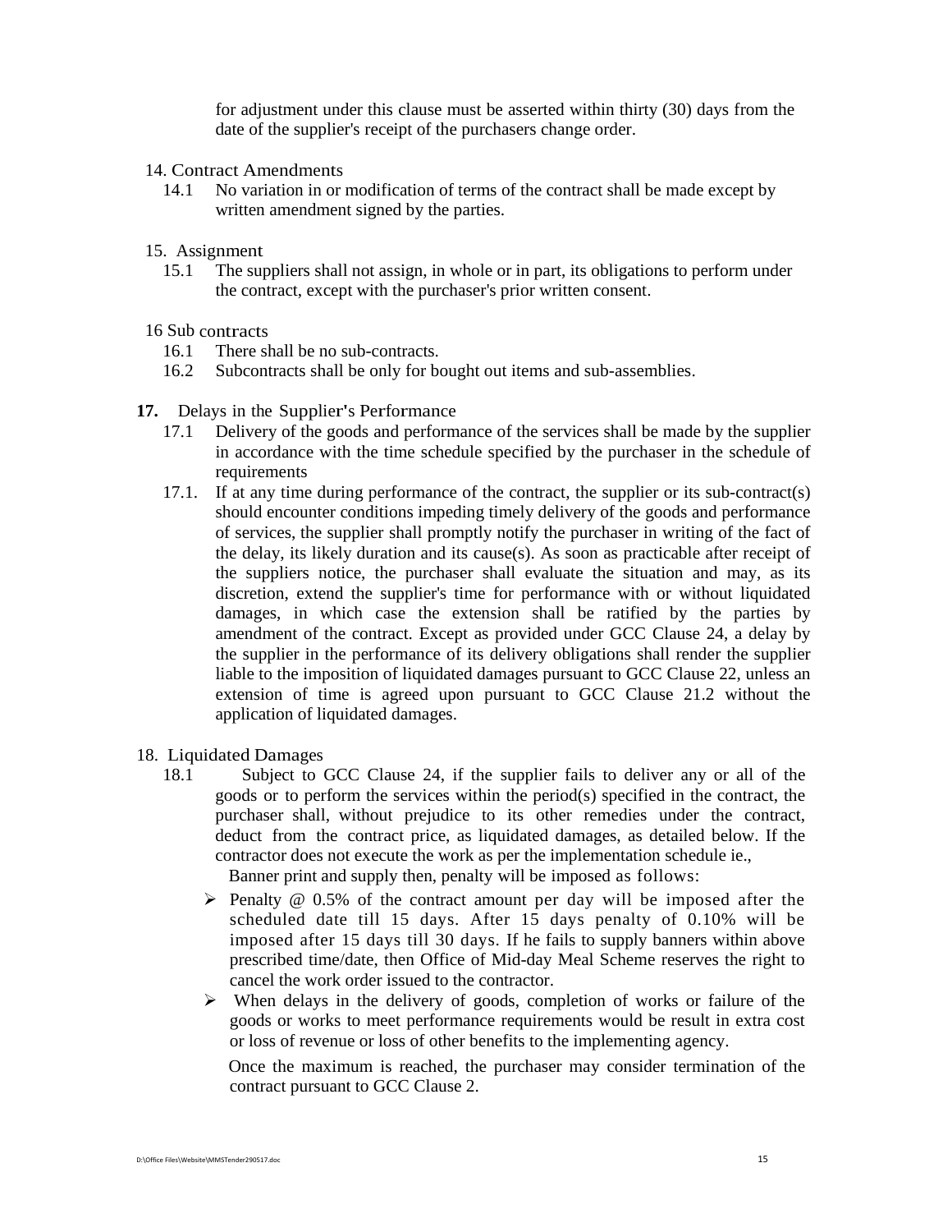for adjustment under this clause must be asserted within thirty (30) days from the date of the supplier's receipt of the purchasers change order.

14. Contract Amendments

14.1 No variation in or modification of terms of the contract shall be made except by written amendment signed by the parties.

15. Assignment

15.1 The suppliers shall not assign, in whole or in part, its obligations to perform under the contract, except with the purchaser's prior written consent.

16 Sub contracts

16.1 There shall be no sub-contracts.

16.2 Subcontracts shall be only for bought out items and sub-assemblies.

**17.** Delays in the Supplier's Performance

17.1 Delivery of the goods and performance of the services shall be made by the supplier in accordance with the time schedule specified by the purchaser in the schedule of requirements

17.1. If at any time during performance of the contract, the supplier or its sub-contract(s) should encounter conditions impeding timely delivery of the goods and performance of services, the supplier shall promptly notify the purchaser in writing of the fact of the delay, its likely duration and its cause(s). As soon as practicable after receipt of the suppliers notice, the purchaser shall evaluate the situation and may, as its discretion, extend the supplier's time for performance with or without liquidated damages, in which case the extension shall be ratified by the parties by amendment of the contract. Except as provided under GCC Clause 24, a delay by the supplier in the performance of its delivery obligations shall render the supplier liable to the imposition of liquidated damages pursuant to GCC Clause 22, unless an extension of time is agreed upon pursuant to GCC Clause 21.2 without the application of liquidated damages.

18. Liquidated Damages

18.1 Subject to GCC Clause 24, if the supplier fails to deliver any or all of the goods or to perform the services within the period(s) specified in the contract, the purchaser shall, without prejudice to its other remedies under the contract, deduct from the contract price, as liquidated damages, as detailed below. If the contractor does not execute the work as per the implementation schedule ie., Banner print and supply then, penalty will be imposed as follows:

- Penalty @ 0.5% of the contract amount per day will be imposed after the scheduled date till 15 days. After 15 days penalty of 0.10% will be imposed after 15 days till 30 days. If he fails to supply banners within above prescribed time/date, then Office of Mid-day Meal Scheme reserves the right to cancel the work order issued to the contractor.
- When delays in the delivery of goods, completion of works or failure of the goods or works to meet performance requirements would be result in extra cost or loss of revenue or loss of other benefits to the implementing agency.

  Once the maximum is reached, the purchaser may consider termination of the contract pursuant to GCC Clause 2.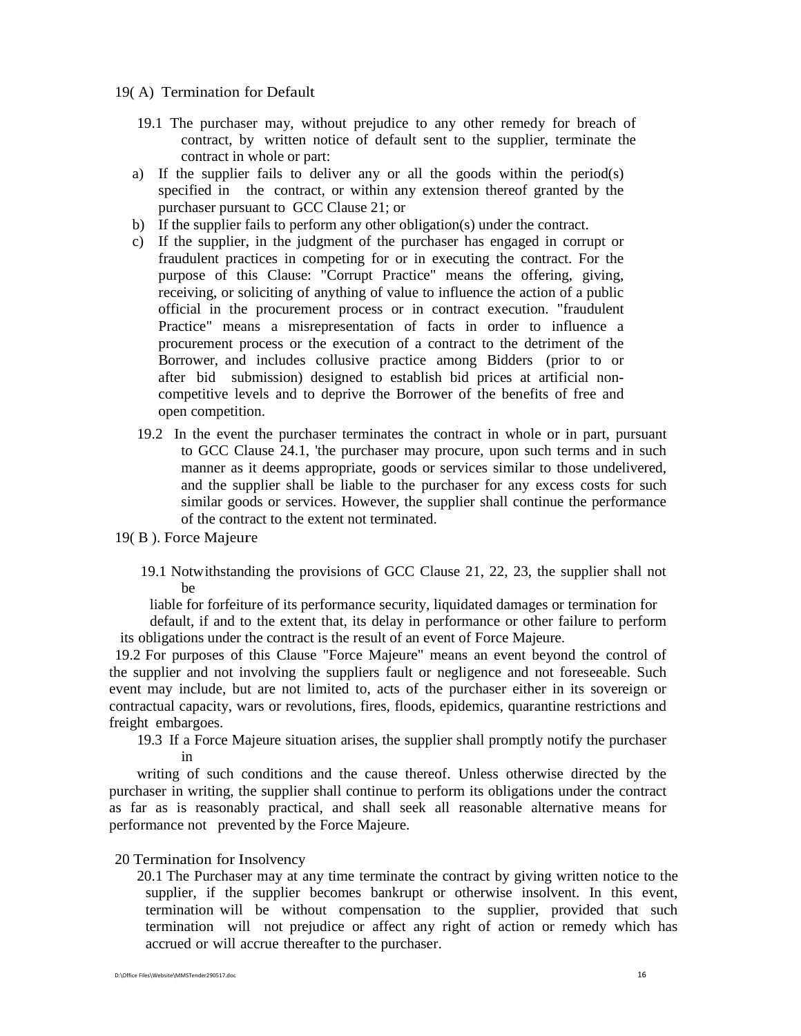19( A) Termination for Default

19.1 The purchaser may, without prejudice to any other remedy for breach of contract, by written notice of default sent to the supplier, terminate the contract in whole or part:

a) If the supplier fails to deliver any or all the goods within the period(s) specified in the contract, or within any extension thereof granted by the purchaser pursuant to GCC Clause 21; or
b) If the supplier fails to perform any other obligation(s) under the contract.
c) If the supplier, in the judgment of the purchaser has engaged in corrupt or fraudulent practices in competing for or in executing the contract. For the purpose of this Clause: "Corrupt Practice" means the offering, giving, receiving, or soliciting of anything of value to influence the action of a public official in the procurement process or in contract execution. "fraudulent Practice" means a misrepresentation of facts in order to influence a procurement process or the execution of a contract to the detriment of the Borrower, and includes collusive practice among Bidders (prior to or after bid submission) designed to establish bid prices at artificial non-competitive levels and to deprive the Borrower of the benefits of free and open competition.

19.2 In the event the purchaser terminates the contract in whole or in part, pursuant to GCC Clause 24.1, 'the purchaser may procure, upon such terms and in such manner as it deems appropriate, goods or services similar to those undelivered, and the supplier shall be liable to the purchaser for any excess costs for such similar goods or services. However, the supplier shall continue the performance of the contract to the extent not terminated.

19( B ). Force Majeure

19.1 Notwithstanding the provisions of GCC Clause 21, 22, 23, the supplier shall not be liable for forfeiture of its performance security, liquidated damages or termination for default, if and to the extent that, its delay in performance or other failure to perform its obligations under the contract is the result of an event of Force Majeure.

19.2 For purposes of this Clause "Force Majeure" means an event beyond the control of the supplier and not involving the suppliers fault or negligence and not foreseeable. Such event may include, but are not limited to, acts of the purchaser either in its sovereign or contractual capacity, wars or revolutions, fires, floods, epidemics, quarantine restrictions and freight embargoes.

19.3 If a Force Majeure situation arises, the supplier shall promptly notify the purchaser in writing of such conditions and the cause thereof. Unless otherwise directed by the purchaser in writing, the supplier shall continue to perform its obligations under the contract as far as is reasonably practical, and shall seek all reasonable alternative means for performance not prevented by the Force Majeure.

20 Termination for Insolvency

20.1 The Purchaser may at any time terminate the contract by giving written notice to the supplier, if the supplier becomes bankrupt or otherwise insolvent. In this event, termination will be without compensation to the supplier, provided that such termination will not prejudice or affect any right of action or remedy which has accrued or will accrue thereafter to the purchaser.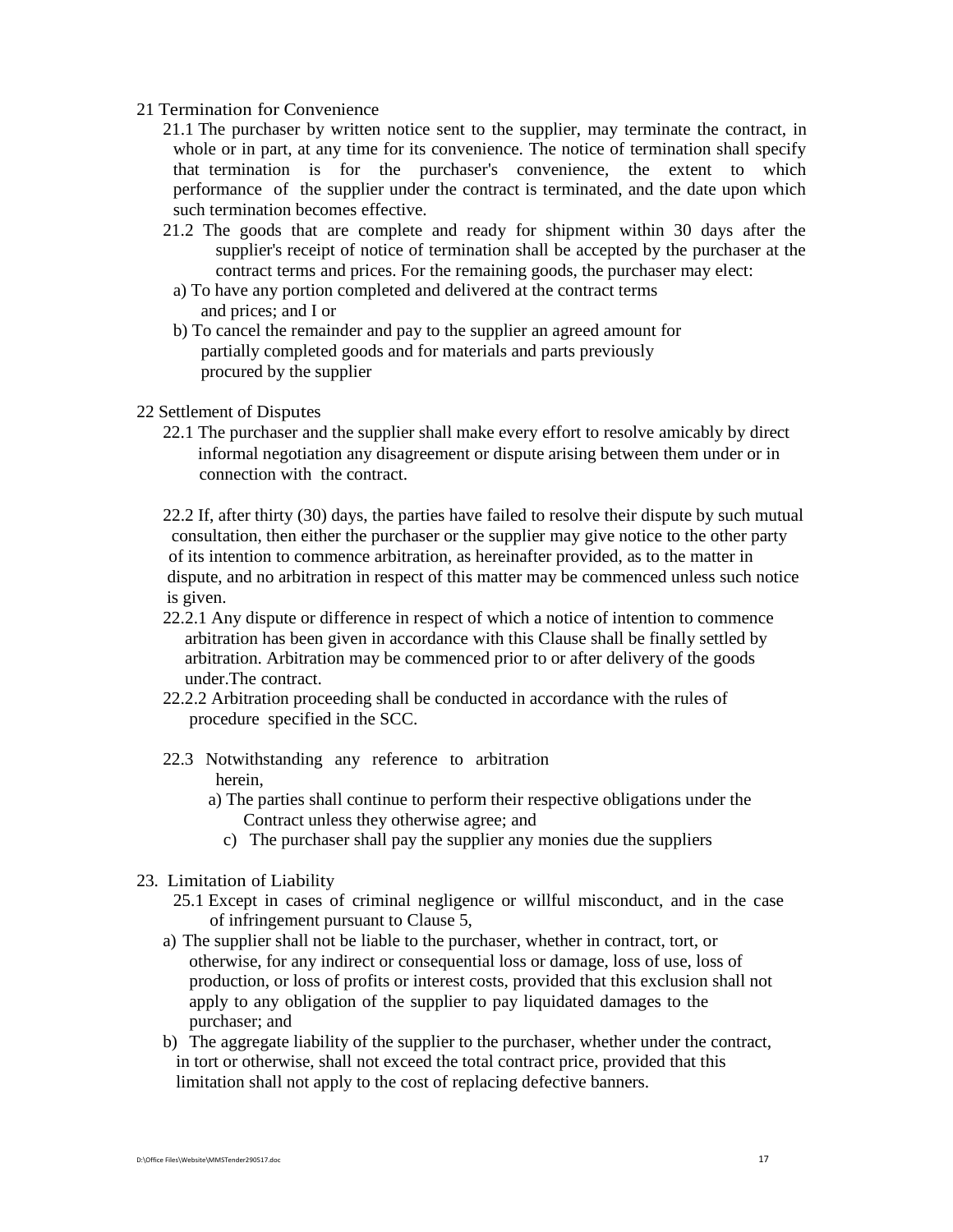## 21 Termination for Convenience

21.1 The purchaser by written notice sent to the supplier, may terminate the contract, in whole or in part, at any time for its convenience. The notice of termination shall specify that termination is for the purchaser's convenience, the extent to which performance of the supplier under the contract is terminated, and the date upon which such termination becomes effective.

21.2 The goods that are complete and ready for shipment within 30 days after the supplier's receipt of notice of termination shall be accepted by the purchaser at the contract terms and prices. For the remaining goods, the purchaser may elect:

a) To have any portion completed and delivered at the contract terms and prices; and I or

b) To cancel the remainder and pay to the supplier an agreed amount for partially completed goods and for materials and parts previously procured by the supplier

## 22 Settlement of Disputes

22.1 The purchaser and the supplier shall make every effort to resolve amicably by direct informal negotiation any disagreement or dispute arising between them under or in connection with the contract.

22.2 If, after thirty (30) days, the parties have failed to resolve their dispute by such mutual consultation, then either the purchaser or the supplier may give notice to the other party of its intention to commence arbitration, as hereinafter provided, as to the matter in dispute, and no arbitration in respect of this matter may be commenced unless such notice is given.

22.2.1 Any dispute or difference in respect of which a notice of intention to commence arbitration has been given in accordance with this Clause shall be finally settled by arbitration. Arbitration may be commenced prior to or after delivery of the goods under.The contract.

22.2.2 Arbitration proceeding shall be conducted in accordance with the rules of procedure specified in the SCC.

22.3 Notwithstanding any reference to arbitration herein,

a) The parties shall continue to perform their respective obligations under the Contract unless they otherwise agree; and

c) The purchaser shall pay the supplier any monies due the suppliers

## 23. Limitation of Liability

25.1 Except in cases of criminal negligence or willful misconduct, and in the case of infringement pursuant to Clause 5,

a) The supplier shall not be liable to the purchaser, whether in contract, tort, or otherwise, for any indirect or consequential loss or damage, loss of use, loss of production, or loss of profits or interest costs, provided that this exclusion shall not apply to any obligation of the supplier to pay liquidated damages to the purchaser; and

b) The aggregate liability of the supplier to the purchaser, whether under the contract, in tort or otherwise, shall not exceed the total contract price, provided that this limitation shall not apply to the cost of replacing defective banners.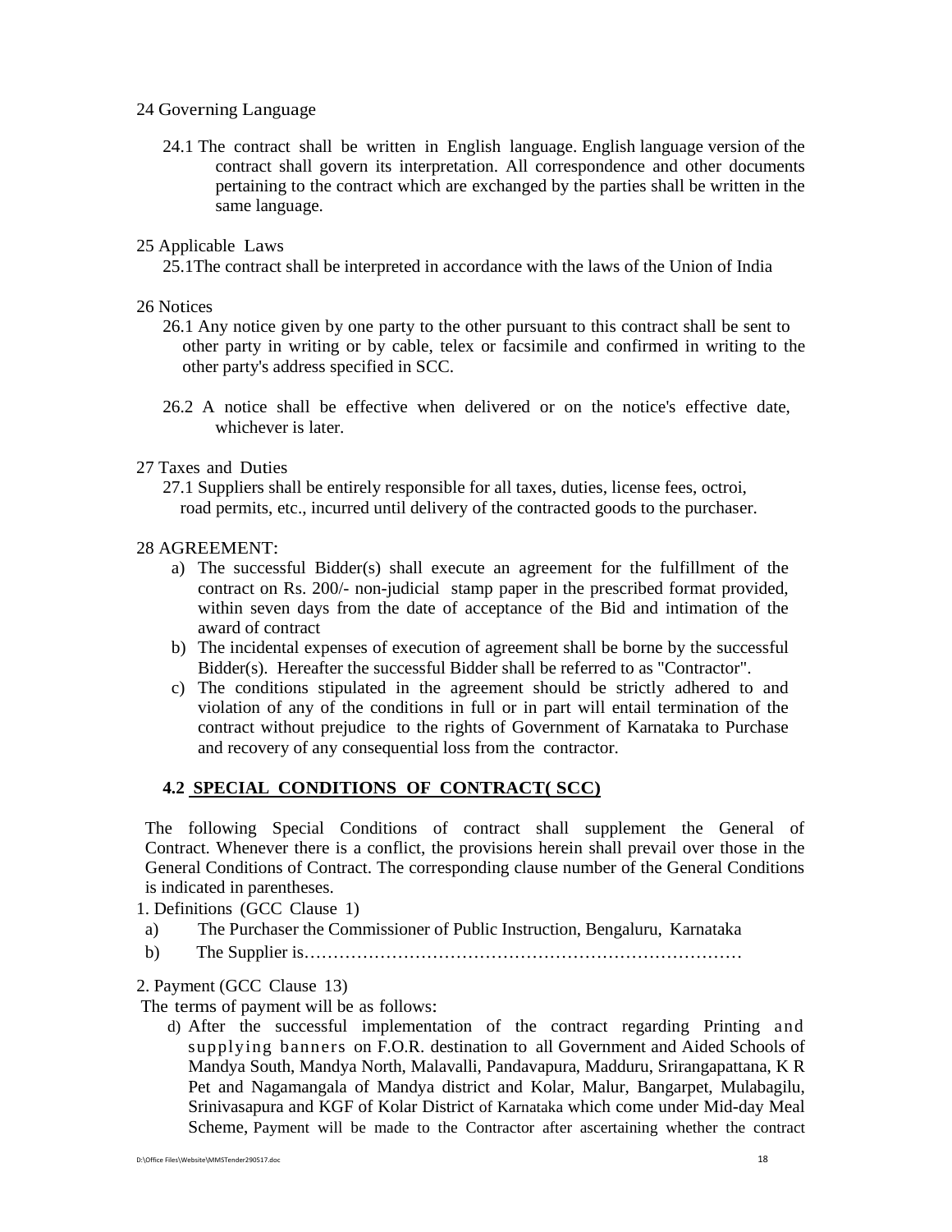24 Governing Language

24.1 The contract shall be written in English language. English language version of the contract shall govern its interpretation. All correspondence and other documents pertaining to the contract which are exchanged by the parties shall be written in the same language.

25 Applicable Laws

25.1The contract shall be interpreted in accordance with the laws of the Union of India

26 Notices

26.1 Any notice given by one party to the other pursuant to this contract shall be sent to other party in writing or by cable, telex or facsimile and confirmed in writing to the other party's address specified in SCC.

26.2 A notice shall be effective when delivered or on the notice's effective date, whichever is later.

27 Taxes and Duties

27.1 Suppliers shall be entirely responsible for all taxes, duties, license fees, octroi, road permits, etc., incurred until delivery of the contracted goods to the purchaser.

28 AGREEMENT:

a) The successful Bidder(s) shall execute an agreement for the fulfillment of the contract on Rs. 200/- non-judicial stamp paper in the prescribed format provided, within seven days from the date of acceptance of the Bid and intimation of the award of contract
b) The incidental expenses of execution of agreement shall be borne by the successful Bidder(s). Hereafter the successful Bidder shall be referred to as "Contractor".
c) The conditions stipulated in the agreement should be strictly adhered to and violation of any of the conditions in full or in part will entail termination of the contract without prejudice to the rights of Government of Karnataka to Purchase and recovery of any consequential loss from the contractor.

## 4.2 SPECIAL CONDITIONS OF CONTRACT( SCC)

The following Special Conditions of contract shall supplement the General of Contract. Whenever there is a conflict, the provisions herein shall prevail over those in the General Conditions of Contract. The corresponding clause number of the General Conditions is indicated in parentheses.

1. Definitions (GCC Clause 1)

a) The Purchaser the Commissioner of Public Instruction, Bengaluru, Karnataka
b) The Supplier is…………………………………………………………………

2. Payment (GCC Clause 13)

The terms of payment will be as follows:

d) After the successful implementation of the contract regarding Printing and supplying banners on F.O.R. destination to all Government and Aided Schools of Mandya South, Mandya North, Malavalli, Pandavapura, Madduru, Srirangapattana, K R Pet and Nagamangala of Mandya district and Kolar, Malur, Bangarpet, Mulabagilu, Srinivasapura and KGF of Kolar District of Karnataka which come under Mid-day Meal Scheme, Payment will be made to the Contractor after ascertaining whether the contract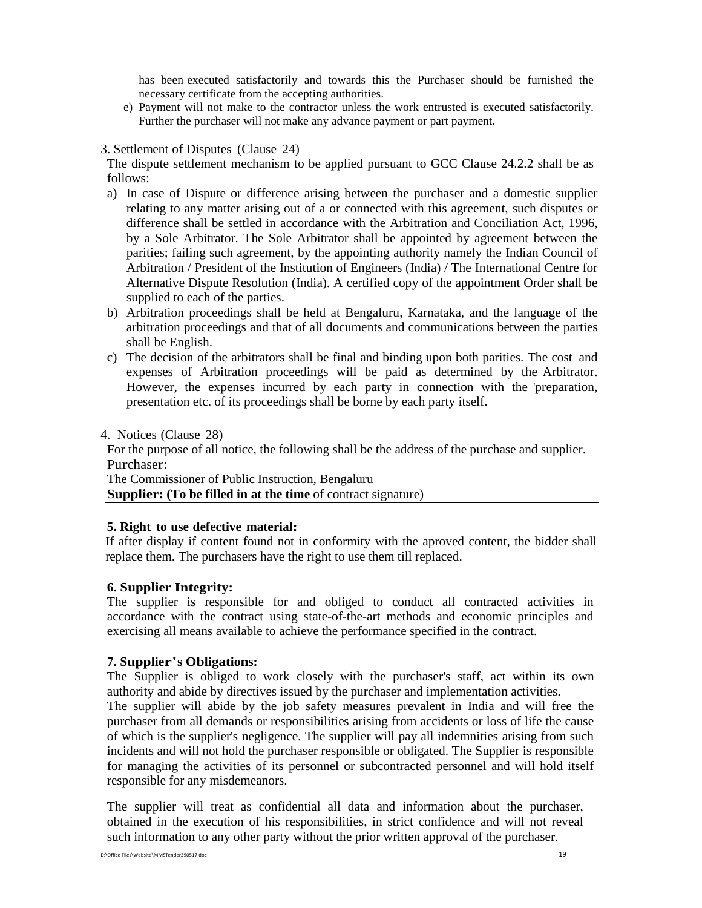has been executed satisfactorily and towards this the Purchaser should be furnished the necessary certificate from the accepting authorities.

e) Payment will not make to the contractor unless the work entrusted is executed satisfactorily. Further the purchaser will not make any advance payment or part payment.

3. Settlement of Disputes (Clause 24)

The dispute settlement mechanism to be applied pursuant to GCC Clause 24.2.2 shall be as follows:

a) In case of Dispute or difference arising between the purchaser and a domestic supplier relating to any matter arising out of a or connected with this agreement, such disputes or difference shall be settled in accordance with the Arbitration and Conciliation Act, 1996, by a Sole Arbitrator. The Sole Arbitrator shall be appointed by agreement between the parities; failing such agreement, by the appointing authority namely the Indian Council of Arbitration / President of the Institution of Engineers (India) / The International Centre for Alternative Dispute Resolution (India). A certified copy of the appointment Order shall be supplied to each of the parties.
b) Arbitration proceedings shall be held at Bengaluru, Karnataka, and the language of the arbitration proceedings and that of all documents and communications between the parties shall be English.
c) The decision of the arbitrators shall be final and binding upon both parities. The cost and expenses of Arbitration proceedings will be paid as determined by the Arbitrator. However, the expenses incurred by each party in connection with the 'preparation, presentation etc. of its proceedings shall be borne by each party itself.

4. Notices (Clause 28)

For the purpose of all notice, the following shall be the address of the purchase and supplier.

Purchaser:

The Commissioner of Public Instruction, Bengaluru

**Supplier: (To be filled in at the time** of contract signature)

**5. Right to use defective material:**

If after display if content found not in conformity with the aproved content, the bidder shall replace them. The purchasers have the right to use them till replaced.

**6. Supplier Integrity:**

The supplier is responsible for and obliged to conduct all contracted activities in accordance with the contract using state-of-the-art methods and economic principles and exercising all means available to achieve the performance specified in the contract.

**7. Supplier's Obligations:**

The Supplier is obliged to work closely with the purchaser's staff, act within its own authority and abide by directives issued by the purchaser and implementation activities.

The supplier will abide by the job safety measures prevalent in India and will free the purchaser from all demands or responsibilities arising from accidents or loss of life the cause of which is the supplier's negligence. The supplier will pay all indemnities arising from such incidents and will not hold the purchaser responsible or obligated. The Supplier is responsible for managing the activities of its personnel or subcontracted personnel and will hold itself responsible for any misdemeanors.

The supplier will treat as confidential all data and information about the purchaser, obtained in the execution of his responsibilities, in strict confidence and will not reveal such information to any other party without the prior written approval of the purchaser.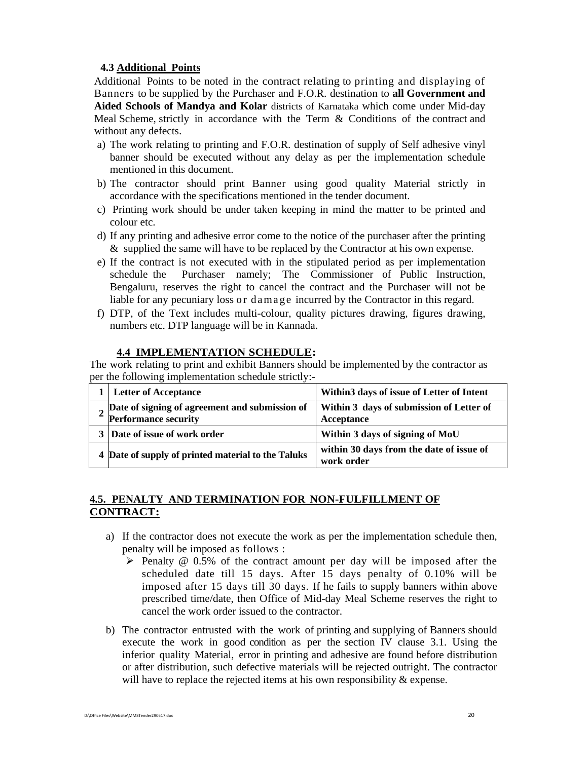### 4.3 Additional Points

Additional Points to be noted in the contract relating to printing and displaying of Banners to be supplied by the Purchaser and F.O.R. destination to **all Government and Aided Schools of Mandya and Kolar** districts of Karnataka which come under Mid-day Meal Scheme, strictly in accordance with the Term & Conditions of the contract and without any defects.

a) The work relating to printing and F.O.R. destination of supply of Self adhesive vinyl banner should be executed without any delay as per the implementation schedule mentioned in this document.

b) The contractor should print Banner using good quality Material strictly in accordance with the specifications mentioned in the tender document.

c) Printing work should be under taken keeping in mind the matter to be printed and colour etc.

d) If any printing and adhesive error come to the notice of the purchaser after the printing & supplied the same will have to be replaced by the Contractor at his own expense.

e) If the contract is not executed with in the stipulated period as per implementation schedule the Purchaser namely; The Commissioner of Public Instruction, Bengaluru, reserves the right to cancel the contract and the Purchaser will not be liable for any pecuniary loss or damage incurred by the Contractor in this regard.

f) DTP, of the Text includes multi-colour, quality pictures drawing, figures drawing, numbers etc. DTP language will be in Kannada.

### 4.4 IMPLEMENTATION SCHEDULE:

The work relating to print and exhibit Banners should be implemented by the contractor as per the following implementation schedule strictly:-

| | | |
|---|---|---|
| **1** | **Letter of Acceptance** | **Within3 days of issue of Letter of Intent** |
| **2** | **Date of signing of agreement and submission of Performance security** | **Within 3 days of submission of Letter of Acceptance** |
| **3** | **Date of issue of work order** | **Within 3 days of signing of MoU** |
| **4** | **Date of supply of printed material to the Taluks** | **within 30 days from the date of issue of work order** |

### 4.5. PENALTY AND TERMINATION FOR NON-FULFILLMENT OF CONTRACT:

a) If the contractor does not execute the work as per the implementation schedule then, penalty will be imposed as follows :

- Penalty @ 0.5% of the contract amount per day will be imposed after the scheduled date till 15 days. After 15 days penalty of 0.10% will be imposed after 15 days till 30 days. If he fails to supply banners within above prescribed time/date, then Office of Mid-day Meal Scheme reserves the right to cancel the work order issued to the contractor.

b) The contractor entrusted with the work of printing and supplying of Banners should execute the work in good condition as per the section IV clause 3.1. Using the inferior quality Material, error in printing and adhesive are found before distribution or after distribution, such defective materials will be rejected outright. The contractor will have to replace the rejected items at his own responsibility & expense.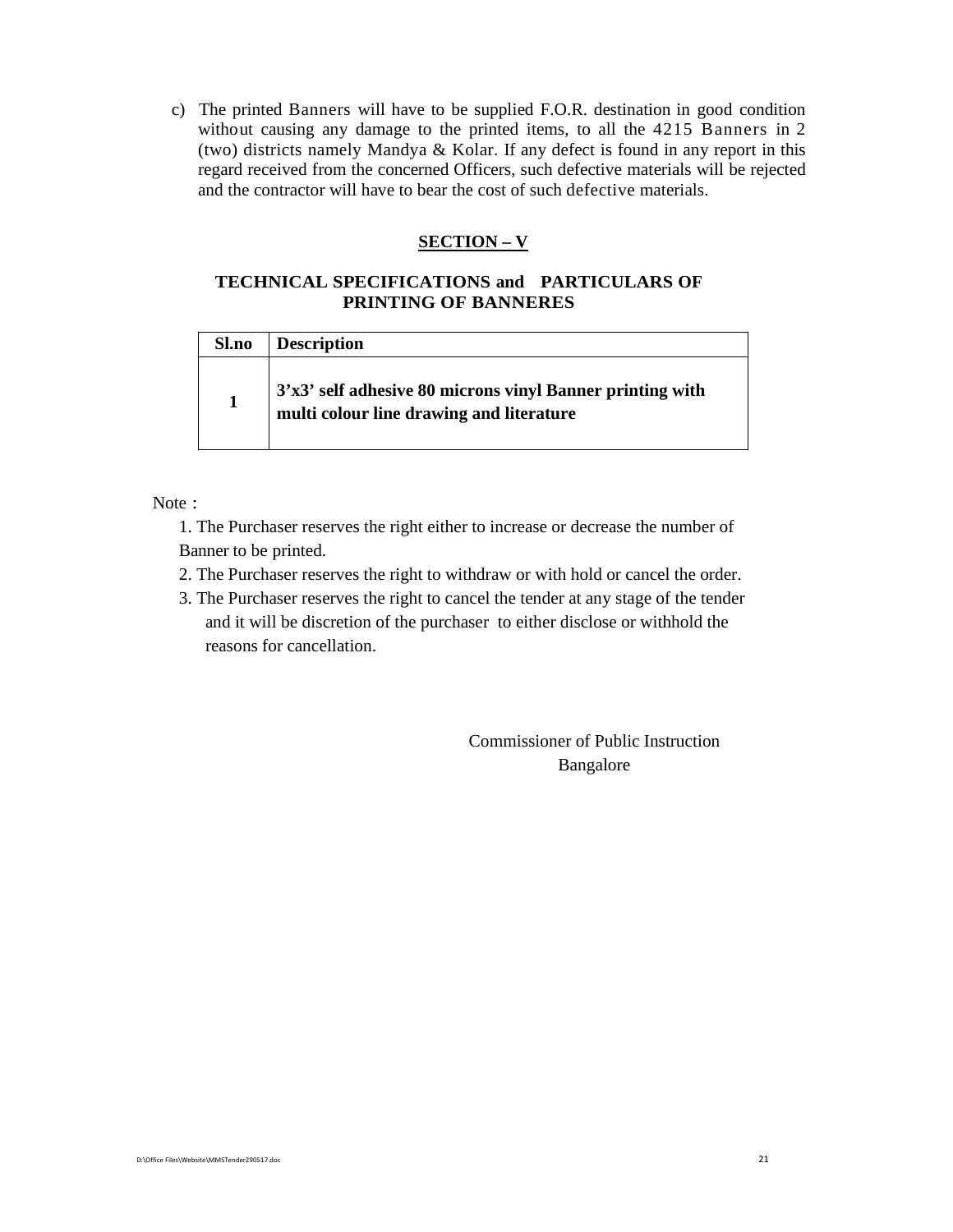c) The printed Banners will have to be supplied F.O.R. destination in good condition without causing any damage to the printed items, to all the 4215 Banners in 2 (two) districts namely Mandya & Kolar. If any defect is found in any report in this regard received from the concerned Officers, such defective materials will be rejected and the contractor will have to bear the cost of such defective materials.

## SECTION – V

### TECHNICAL SPECIFICATIONS and PARTICULARS OF PRINTING OF BANNERES

| Sl.no | Description |
|---|---|
| **1** | **3’x3’ self adhesive 80 microns vinyl Banner printing with multi colour line drawing and literature** |

Note :

1. The Purchaser reserves the right either to increase or decrease the number of Banner to be printed.
2. The Purchaser reserves the right to withdraw or with hold or cancel the order.
3. The Purchaser reserves the right to cancel the tender at any stage of the tender and it will be discretion of the purchaser to either disclose or withhold the reasons for cancellation.

Commissioner of Public Instruction
Bangalore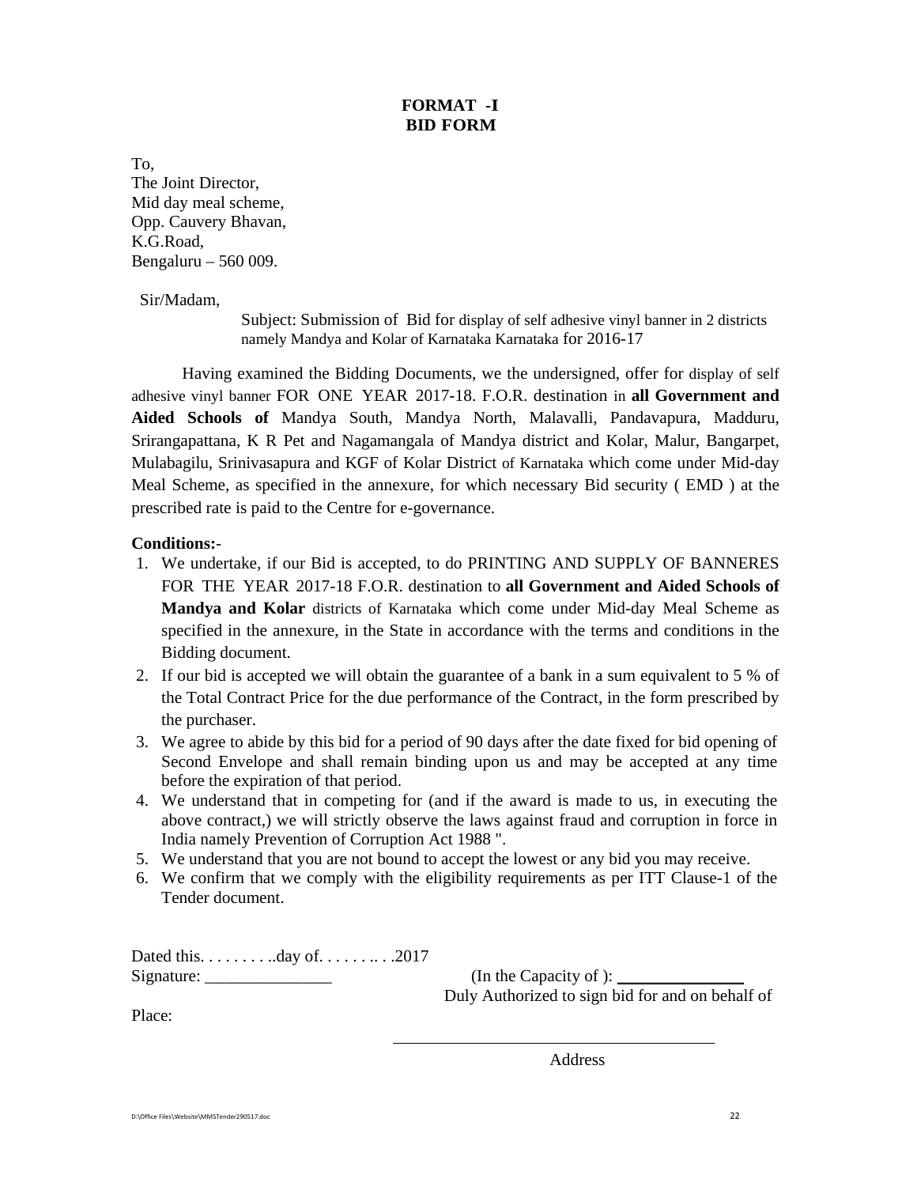# FORMAT -I
# BID FORM

To,
The Joint Director,
Mid day meal scheme,
Opp. Cauvery Bhavan,
K.G.Road,
Bengaluru – 560 009.

Sir/Madam,

Subject: Submission of Bid for display of self adhesive vinyl banner in 2 districts namely Mandya and Kolar of Karnataka Karnataka for 2016-17

Having examined the Bidding Documents, we the undersigned, offer for display of self adhesive vinyl banner FOR ONE YEAR 2017-18. F.O.R. destination in **all Government and Aided Schools of** Mandya South, Mandya North, Malavalli, Pandavapura, Madduru, Srirangapattana, K R Pet and Nagamangala of Mandya district and Kolar, Malur, Bangarpet, Mulabagilu, Srinivasapura and KGF of Kolar District of Karnataka which come under Mid-day Meal Scheme, as specified in the annexure, for which necessary Bid security ( EMD ) at the prescribed rate is paid to the Centre for e-governance.

**Conditions:**-

1. We undertake, if our Bid is accepted, to do PRINTING AND SUPPLY OF BANNERES FOR THE YEAR 2017-18 F.O.R. destination to **all Government and Aided Schools of Mandya and Kolar** districts of Karnataka which come under Mid-day Meal Scheme as specified in the annexure, in the State in accordance with the terms and conditions in the Bidding document.
2. If our bid is accepted we will obtain the guarantee of a bank in a sum equivalent to 5 % of the Total Contract Price for the due performance of the Contract, in the form prescribed by the purchaser.
3. We agree to abide by this bid for a period of 90 days after the date fixed for bid opening of Second Envelope and shall remain binding upon us and may be accepted at any time before the expiration of that period.
4. We understand that in competing for (and if the award is made to us, in executing the above contract,) we will strictly observe the laws against fraud and corruption in force in India namely Prevention of Corruption Act 1988 ".
5. We understand that you are not bound to accept the lowest or any bid you may receive.
6. We confirm that we comply with the eligibility requirements as per ITT Clause-1 of the Tender document.

Dated this. . . . . . . . ..day of. . . . . . .. . .2017

Signature: _______________ (In the Capacity of ): _______________

Duly Authorized to sign bid for and on behalf of

Place:

_______________________________________

Address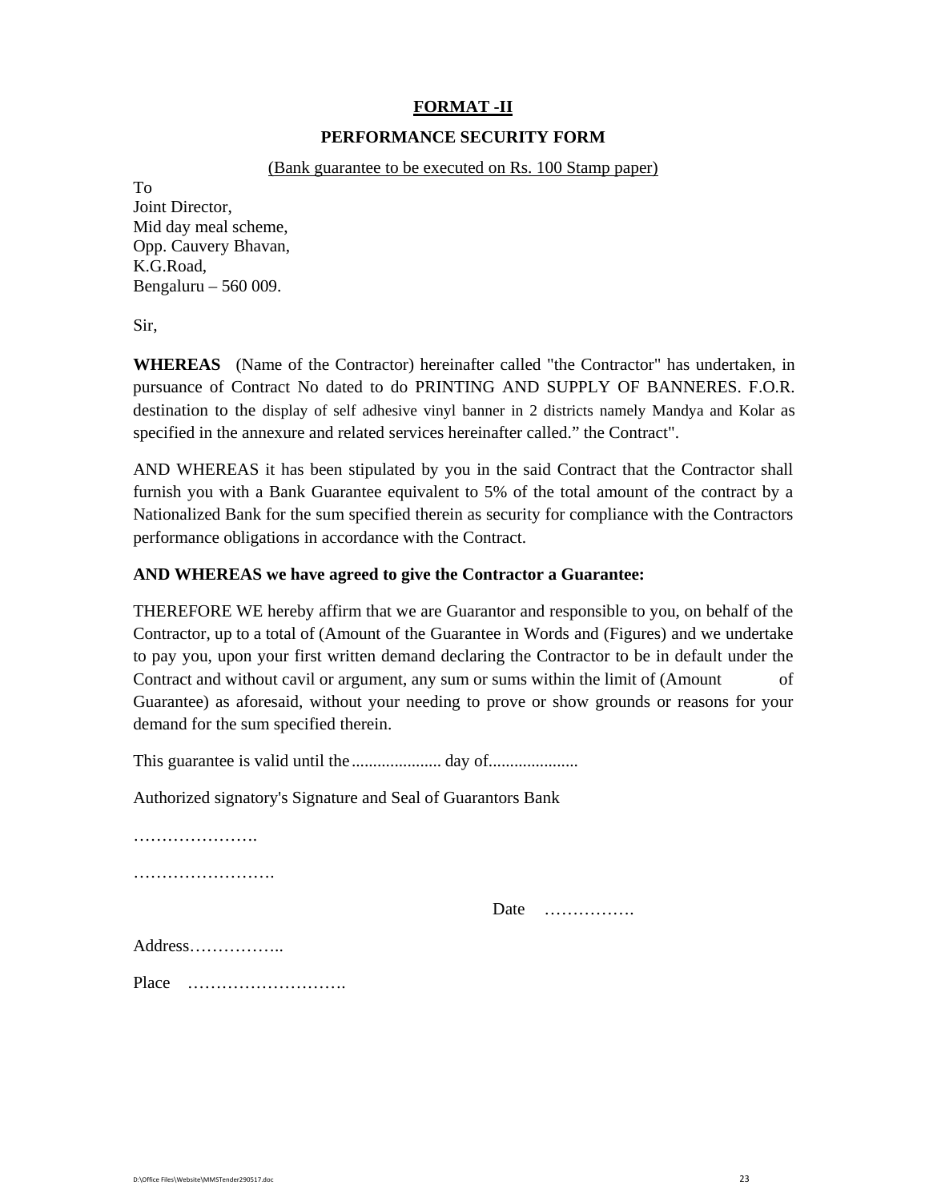# FORMAT -II

## PERFORMANCE SECURITY FORM

(Bank guarantee to be executed on Rs. 100 Stamp paper)

To
Joint Director,
Mid day meal scheme,
Opp. Cauvery Bhavan,
K.G.Road,
Bengaluru – 560 009.

Sir,

**WHEREAS** (Name of the Contractor) hereinafter called "the Contractor" has undertaken, in pursuance of Contract No dated to do PRINTING AND SUPPLY OF BANNERES. F.O.R. destination to the display of self adhesive vinyl banner in 2 districts namely Mandya and Kolar as specified in the annexure and related services hereinafter called." the Contract".

AND WHEREAS it has been stipulated by you in the said Contract that the Contractor shall furnish you with a Bank Guarantee equivalent to 5% of the total amount of the contract by a Nationalized Bank for the sum specified therein as security for compliance with the Contractors performance obligations in accordance with the Contract.

**AND WHEREAS we have agreed to give the Contractor a Guarantee:**

THEREFORE WE hereby affirm that we are Guarantor and responsible to you, on behalf of the Contractor, up to a total of (Amount of the Guarantee in Words and (Figures) and we undertake to pay you, upon your first written demand declaring the Contractor to be in default under the Contract and without cavil or argument, any sum or sums within the limit of (Amount of Guarantee) as aforesaid, without your needing to prove or show grounds or reasons for your demand for the sum specified therein.

This guarantee is valid until the..................... day of.....................

Authorized signatory's Signature and Seal of Guarantors Bank

………………….

…………………….

Date …………….

Address……………..

Place ……………………….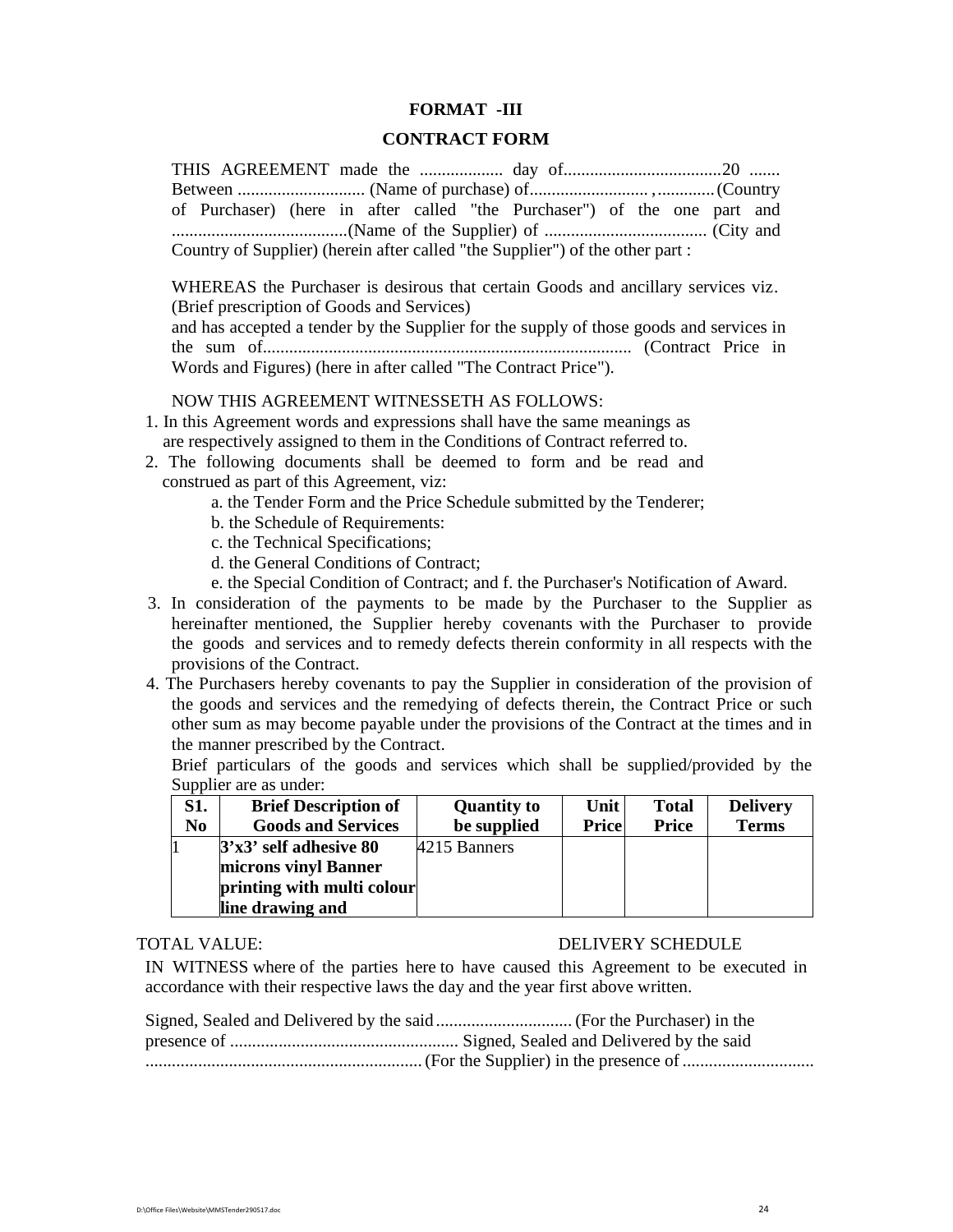# FORMAT -III

## CONTRACT FORM

THIS AGREEMENT made the ................... day of....................................20 ....... Between ............................. (Name of purchase) of.......................... ,............ (Country of Purchaser) (here in after called "the Purchaser") of the one part and ........................................(Name of the Supplier) of ..................................... (City and Country of Supplier) (herein after called "the Supplier") of the other part :

WHEREAS the Purchaser is desirous that certain Goods and ancillary services viz. (Brief prescription of Goods and Services)
and has accepted a tender by the Supplier for the supply of those goods and services in the sum of................................................................................... (Contract Price in Words and Figures) (here in after called "The Contract Price").

NOW THIS AGREEMENT WITNESSETH AS FOLLOWS:

1. In this Agreement words and expressions shall have the same meanings as are respectively assigned to them in the Conditions of Contract referred to.
2. The following documents shall be deemed to form and be read and construed as part of this Agreement, viz:
   a. the Tender Form and the Price Schedule submitted by the Tenderer;
   b. the Schedule of Requirements:
   c. the Technical Specifications;
   d. the General Conditions of Contract;
   e. the Special Condition of Contract; and f. the Purchaser's Notification of Award.
3. In consideration of the payments to be made by the Purchaser to the Supplier as hereinafter mentioned, the Supplier hereby covenants with the Purchaser to provide the goods and services and to remedy defects therein conformity in all respects with the provisions of the Contract.
4. The Purchasers hereby covenants to pay the Supplier in consideration of the provision of the goods and services and the remedying of defects therein, the Contract Price or such other sum as may become payable under the provisions of the Contract at the times and in the manner prescribed by the Contract.

   Brief particulars of the goods and services which shall be supplied/provided by the Supplier are as under:

| S1. No | Brief Description of Goods and Services | Quantity to be supplied | Unit Price | Total Price | Delivery Terms |
|---|---|---|---|---|---|
| 1 | **3'x3' self adhesive 80 microns vinyl Banner printing with multi colour line drawing and** | 4215 Banners | | | |

TOTAL VALUE: DELIVERY SCHEDULE

IN WITNESS where of the parties here to have caused this Agreement to be executed in accordance with their respective laws the day and the year first above written.

Signed, Sealed and Delivered by the said ............................... (For the Purchaser) in the presence of .................................................... Signed, Sealed and Delivered by the said ............................................................... (For the Supplier) in the presence of ..............................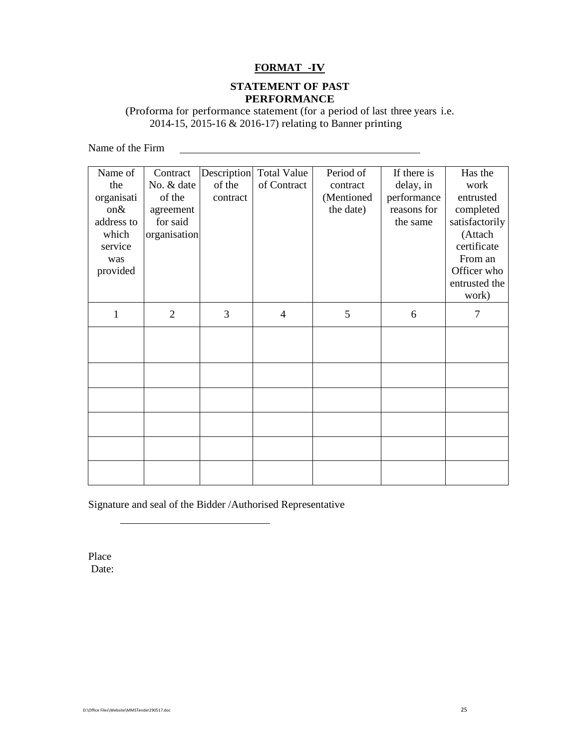## FORMAT -IV

### STATEMENT OF PAST PERFORMANCE

(Proforma for performance statement (for a period of last three years i.e. 2014-15, 2015-16 & 2016-17) relating to Banner printing

Name of the Firm ____________________________________________

| Name of the organisation& address to which service was provided | Contract No. & date of the agreement for said organisation | Description of the contract | Total Value of Contract | Period of contract (Mentioned the date) | If there is delay, in performance reasons for the same | Has the work entrusted completed satisfactorily (Attach certificate From an Officer who entrusted the work) |
|---|---|---|---|---|---|---|
| 1 | 2 | 3 | 4 | 5 | 6 | 7 |
| | | | | | | |
| | | | | | | |
| | | | | | | |
| | | | | | | |
| | | | | | | |
| | | | | | | |

Signature and seal of the Bidder /Authorised Representative

____________________________

Place

Date: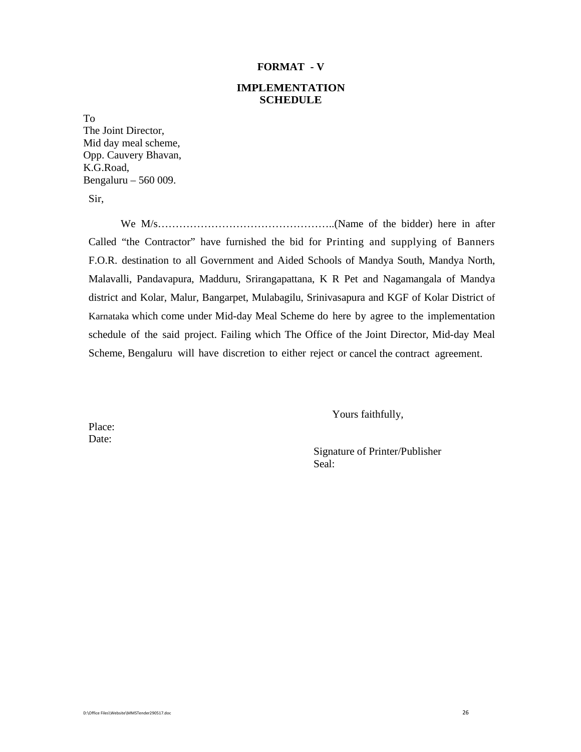## FORMAT - V

## IMPLEMENTATION SCHEDULE

To
The Joint Director,
Mid day meal scheme,
Opp. Cauvery Bhavan,
K.G.Road,
Bengaluru – 560 009.

Sir,

We M/s…………………………………………..(Name of the bidder) here in after Called "the Contractor" have furnished the bid for Printing and supplying of Banners F.O.R. destination to all Government and Aided Schools of Mandya South, Mandya North, Malavalli, Pandavapura, Madduru, Srirangapattana, K R Pet and Nagamangala of Mandya district and Kolar, Malur, Bangarpet, Mulabagilu, Srinivasapura and KGF of Kolar District of Karnataka which come under Mid-day Meal Scheme do here by agree to the implementation schedule of the said project. Failing which The Office of the Joint Director, Mid-day Meal Scheme, Bengaluru will have discretion to either reject or cancel the contract agreement.

Yours faithfully,

Place:
Date:

Signature of Printer/Publisher
Seal: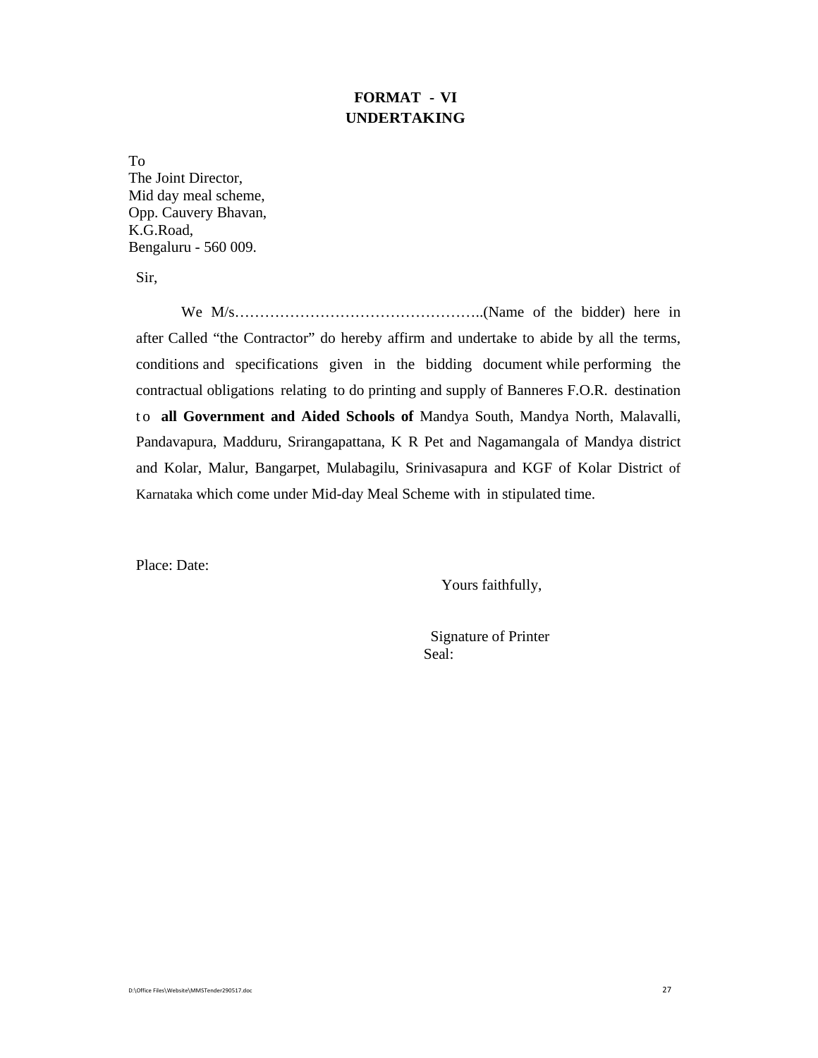**FORMAT - VI**
**UNDERTAKING**

To
The Joint Director,
Mid day meal scheme,
Opp. Cauvery Bhavan,
K.G.Road,
Bengaluru - 560 009.

Sir,

We M/s…………………………………………..(Name of the bidder) here in after Called "the Contractor" do hereby affirm and undertake to abide by all the terms, conditions and specifications given in the bidding document while performing the contractual obligations relating to do printing and supply of Banneres F.O.R. destination to **all Government and Aided Schools of** Mandya South, Mandya North, Malavalli, Pandavapura, Madduru, Srirangapattana, K R Pet and Nagamangala of Mandya district and Kolar, Malur, Bangarpet, Mulabagilu, Srinivasapura and KGF of Kolar District of Karnataka which come under Mid-day Meal Scheme with in stipulated time.

Place: Date:

Yours faithfully,

Signature of Printer
Seal: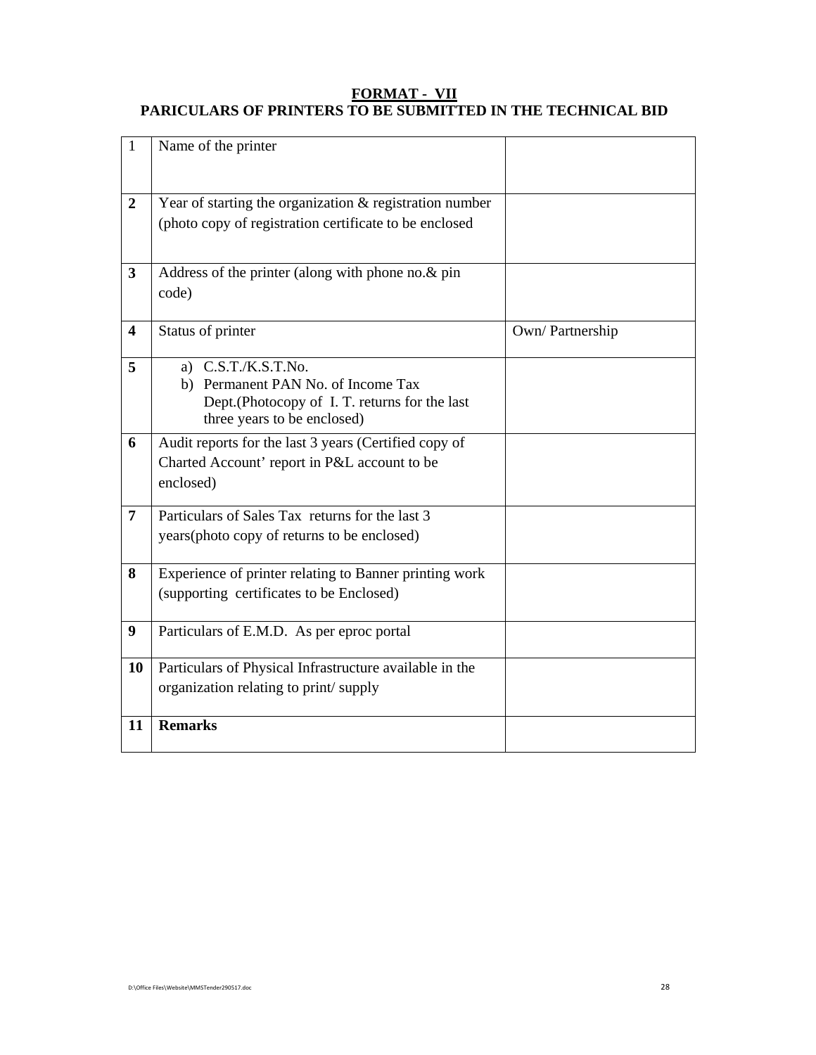## FORMAT - VII

## PARICULARS OF PRINTERS TO BE SUBMITTED IN THE TECHNICAL BID

| | | |
|---|---|---|
| 1 | Name of the printer | |
| **2** | Year of starting the organization & registration number (photo copy of registration certificate to be enclosed | |
| **3** | Address of the printer (along with phone no.& pin code) | |
| **4** | Status of printer | Own/ Partnership |
| **5** | a) C.S.T./K.S.T.No.<br>b) Permanent PAN No. of Income Tax Dept.(Photocopy of I. T. returns for the last three years to be enclosed) | |
| **6** | Audit reports for the last 3 years (Certified copy of Charted Account' report in P&L account to be enclosed) | |
| **7** | Particulars of Sales Tax returns for the last 3 years(photo copy of returns to be enclosed) | |
| **8** | Experience of printer relating to Banner printing work (supporting certificates to be Enclosed) | |
| **9** | Particulars of E.M.D. As per eproc portal | |
| **10** | Particulars of Physical Infrastructure available in the organization relating to print/ supply | |
| **11** | **Remarks** | |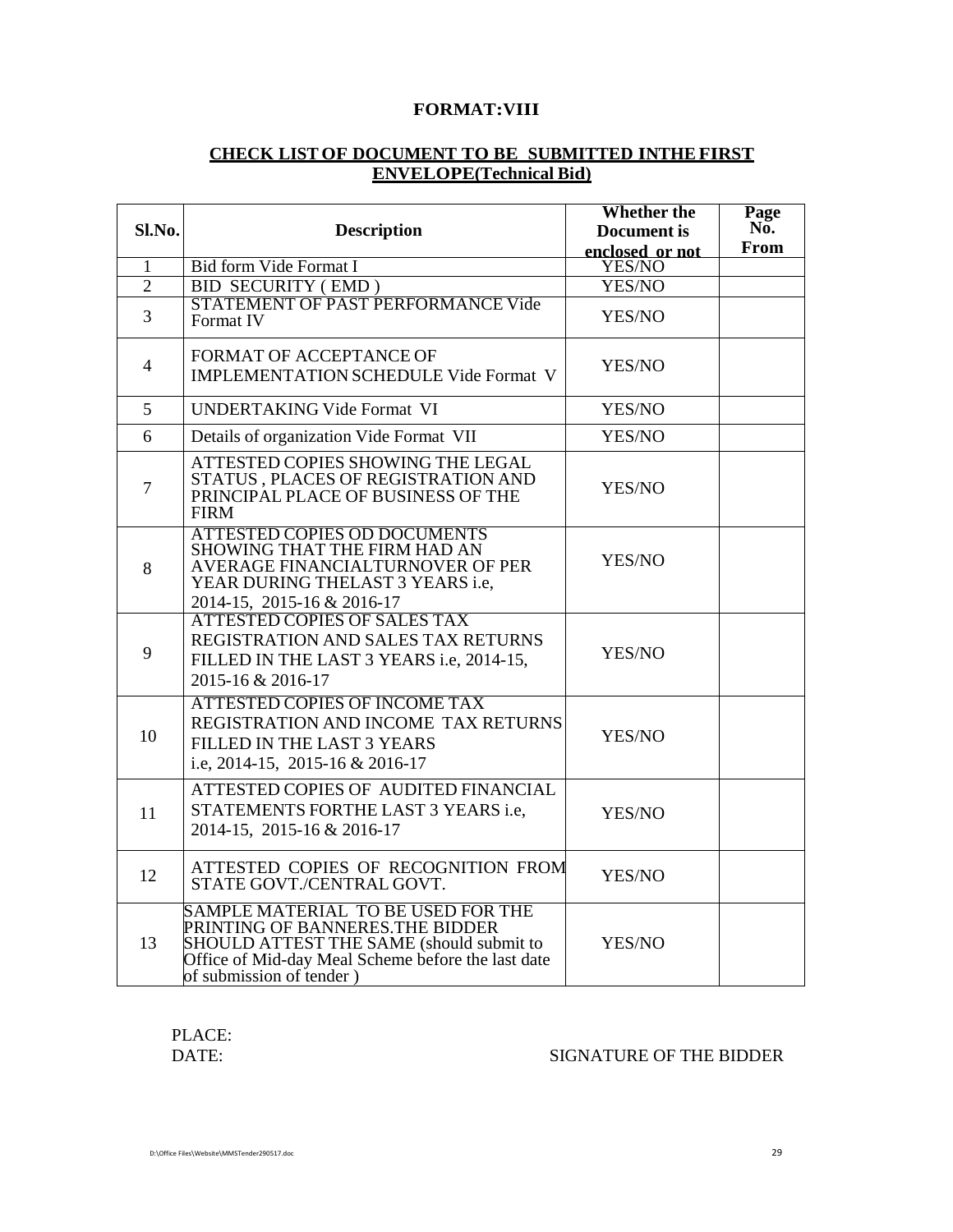**FORMAT:VIII**

**CHECK LIST OF DOCUMENT TO BE SUBMITTED INTHE FIRST ENVELOPE(Technical Bid)**

| Sl.No. | Description | Whether the Document is enclosed or not | Page No. From |
|---|---|---|---|
| 1 | Bid form Vide Format I | YES/NO | |
| 2 | BID SECURITY ( EMD ) | YES/NO | |
| 3 | STATEMENT OF PAST PERFORMANCE Vide Format IV | YES/NO | |
| 4 | FORMAT OF ACCEPTANCE OF IMPLEMENTATION SCHEDULE Vide Format V | YES/NO | |
| 5 | UNDERTAKING Vide Format VI | YES/NO | |
| 6 | Details of organization Vide Format VII | YES/NO | |
| 7 | ATTESTED COPIES SHOWING THE LEGAL STATUS , PLACES OF REGISTRATION AND PRINCIPAL PLACE OF BUSINESS OF THE FIRM | YES/NO | |
| 8 | ATTESTED COPIES OD DOCUMENTS SHOWING THAT THE FIRM HAD AN AVERAGE FINANCIALTURNOVER OF PER YEAR DURING THELAST 3 YEARS i.e, 2014-15, 2015-16 & 2016-17 | YES/NO | |
| 9 | ATTESTED COPIES OF SALES TAX REGISTRATION AND SALES TAX RETURNS FILLED IN THE LAST 3 YEARS i.e, 2014-15, 2015-16 & 2016-17 | YES/NO | |
| 10 | ATTESTED COPIES OF INCOME TAX REGISTRATION AND INCOME TAX RETURNS FILLED IN THE LAST 3 YEARS i.e, 2014-15, 2015-16 & 2016-17 | YES/NO | |
| 11 | ATTESTED COPIES OF AUDITED FINANCIAL STATEMENTS FORTHE LAST 3 YEARS i.e, 2014-15, 2015-16 & 2016-17 | YES/NO | |
| 12 | ATTESTED COPIES OF RECOGNITION FROM STATE GOVT./CENTRAL GOVT. | YES/NO | |
| 13 | SAMPLE MATERIAL TO BE USED FOR THE PRINTING OF BANNERES.THE BIDDER SHOULD ATTEST THE SAME (should submit to Office of Mid-day Meal Scheme before the last date of submission of tender ) | YES/NO | |

PLACE:
DATE:

SIGNATURE OF THE BIDDER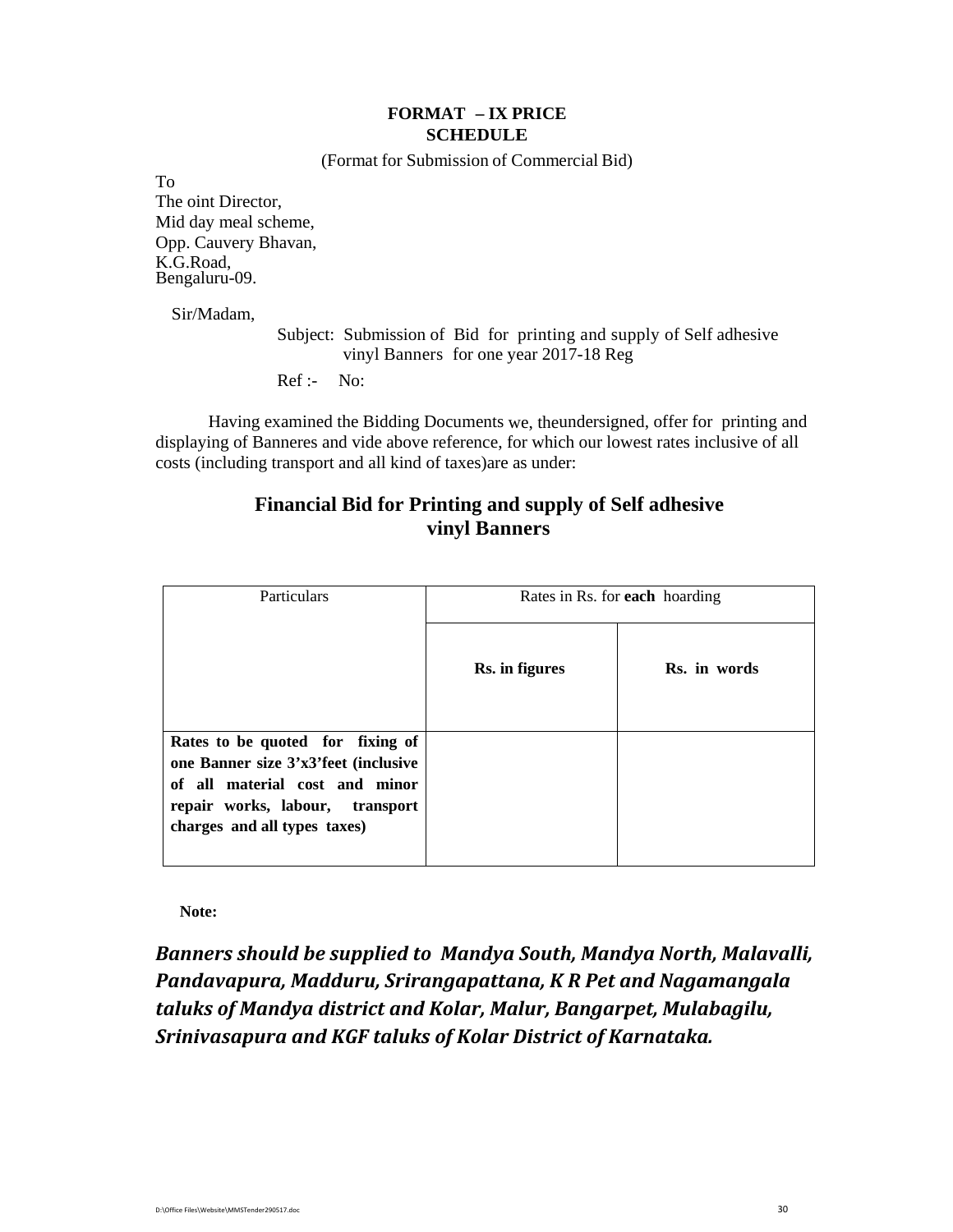# FORMAT – IX PRICE SCHEDULE

(Format for Submission of Commercial Bid)

To
The oint Director,
Mid day meal scheme,
Opp. Cauvery Bhavan,
K.G.Road,
Bengaluru-09.

Sir/Madam,

Subject: Submission of Bid for printing and supply of Self adhesive vinyl Banners for one year 2017-18 Reg

Ref :- No:

Having examined the Bidding Documents we, theundersigned, offer for printing and displaying of Banneres and vide above reference, for which our lowest rates inclusive of all costs (including transport and all kind of taxes)are as under:

## Financial Bid for Printing and supply of Self adhesive vinyl Banners

| Particulars | Rates in Rs. for **each** hoarding | |
|---|---|---|
| | **Rs. in figures** | **Rs. in words** |
| **Rates to be quoted for fixing of one Banner size 3'x3'feet (inclusive of all material cost and minor repair works, labour, transport charges and all types taxes)** | | |

**Note:**

***Banners should be supplied to Mandya South, Mandya North, Malavalli, Pandavapura, Madduru, Srirangapattana, K R Pet and Nagamangala taluks of Mandya district and Kolar, Malur, Bangarpet, Mulabagilu, Srinivasapura and KGF taluks of Kolar District of Karnataka.***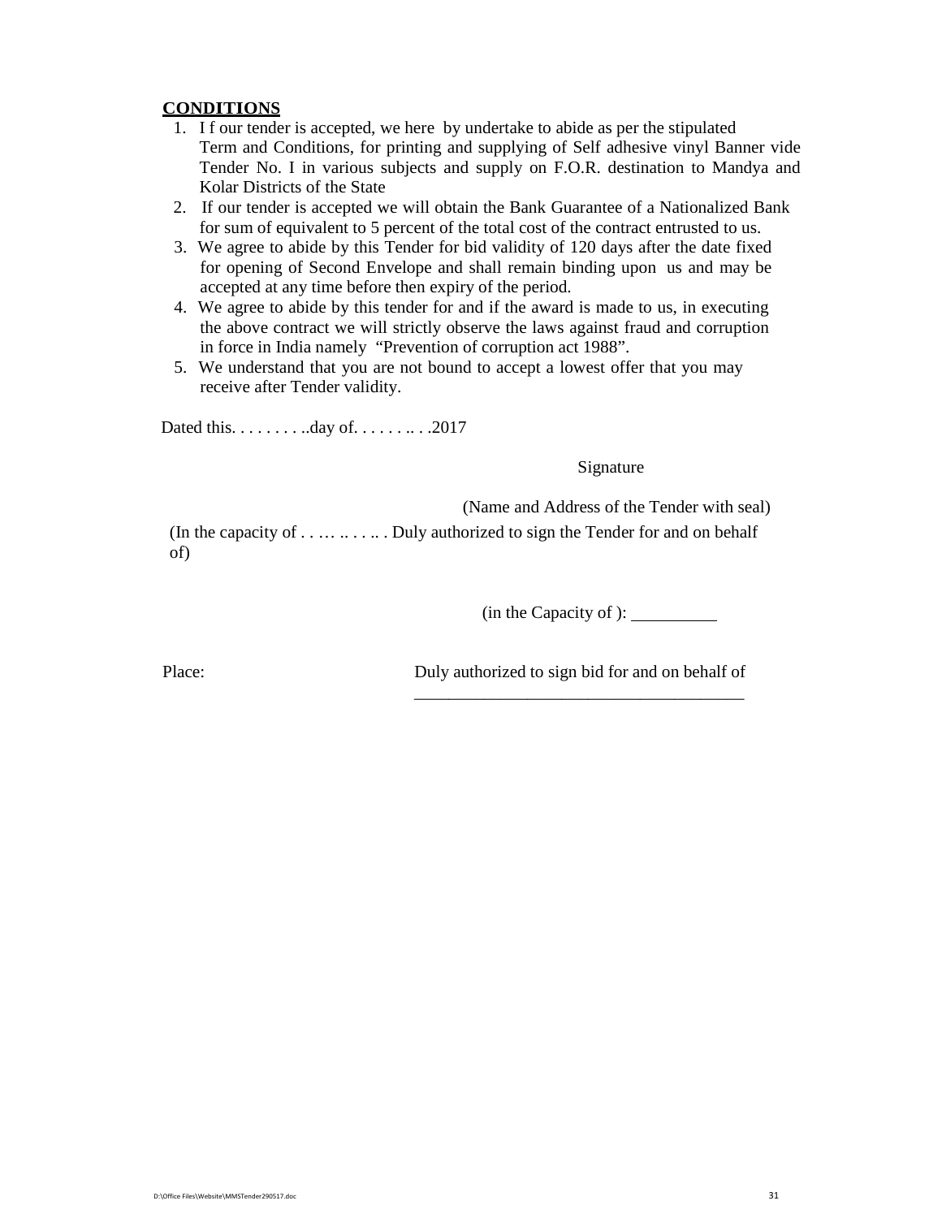## CONDITIONS

1. I f our tender is accepted, we here by undertake to abide as per the stipulated Term and Conditions, for printing and supplying of Self adhesive vinyl Banner vide Tender No. I in various subjects and supply on F.O.R. destination to Mandya and Kolar Districts of the State
2. If our tender is accepted we will obtain the Bank Guarantee of a Nationalized Bank for sum of equivalent to 5 percent of the total cost of the contract entrusted to us.
3. We agree to abide by this Tender for bid validity of 120 days after the date fixed for opening of Second Envelope and shall remain binding upon us and may be accepted at any time before then expiry of the period.
4. We agree to abide by this tender for and if the award is made to us, in executing the above contract we will strictly observe the laws against fraud and corruption in force in India namely "Prevention of corruption act 1988".
5. We understand that you are not bound to accept a lowest offer that you may receive after Tender validity.

Dated this. . . . . . . . ..day of. . . . . . .. . .2017

Signature

(Name and Address of the Tender with seal)

(In the capacity of . . … .. . . .. . Duly authorized to sign the Tender for and on behalf of)

(in the Capacity of ): __________

Place: Duly authorized to sign bid for and on behalf of

_______________________________________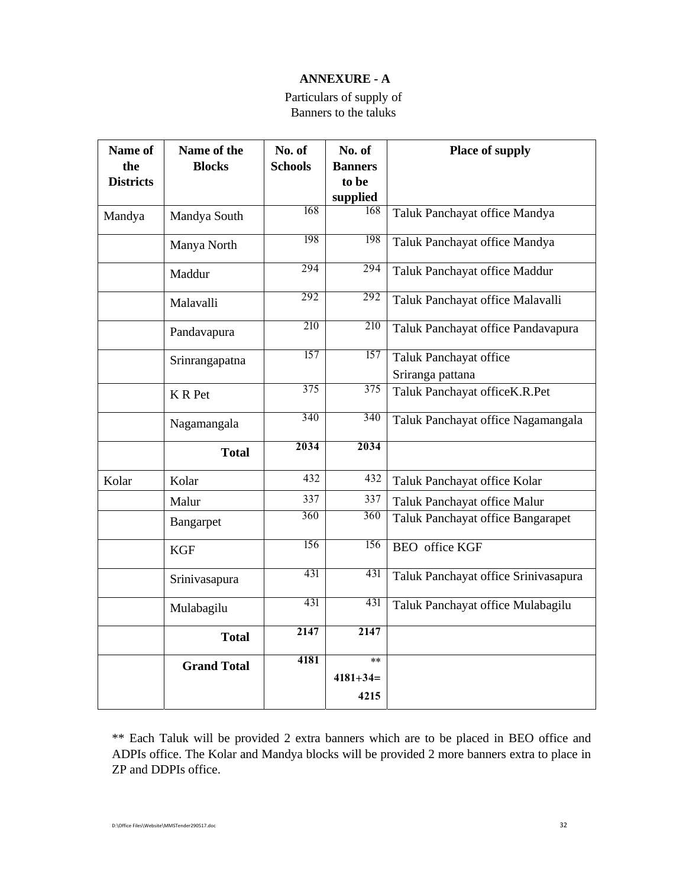**ANNEXURE - A**

Particulars of supply of
Banners to the taluks

| Name of the Districts | Name of the Blocks | No. of Schools | No. of Banners to be supplied | Place of supply |
|---|---|---|---|---|
| Mandya | Mandya South | 168 | 168 | Taluk Panchayat office Mandya |
| | Manya North | 198 | 198 | Taluk Panchayat office Mandya |
| | Maddur | 294 | 294 | Taluk Panchayat office Maddur |
| | Malavalli | 292 | 292 | Taluk Panchayat office Malavalli |
| | Pandavapura | 210 | 210 | Taluk Panchayat office Pandavapura |
| | Srinrangapatna | 157 | 157 | Taluk Panchayat office Sriranga pattana |
| | K R Pet | 375 | 375 | Taluk Panchayat officeK.R.Pet |
| | Nagamangala | 340 | 340 | Taluk Panchayat office Nagamangala |
| | **Total** | **2034** | **2034** | |
| Kolar | Kolar | 432 | 432 | Taluk Panchayat office Kolar |
| | Malur | 337 | 337 | Taluk Panchayat office Malur |
| | Bangarpet | 360 | 360 | Taluk Panchayat office Bangarapet |
| | KGF | 156 | 156 | BEO office KGF |
| | Srinivasapura | 431 | 431 | Taluk Panchayat office Srinivasapura |
| | Mulabagilu | 431 | 431 | Taluk Panchayat office Mulabagilu |
| | **Total** | **2147** | **2147** | |
| | **Grand Total** | **4181** | ** **4181+34= 4215** | |

** Each Taluk will be provided 2 extra banners which are to be placed in BEO office and ADPIs office. The Kolar and Mandya blocks will be provided 2 more banners extra to place in ZP and DDPIs office.